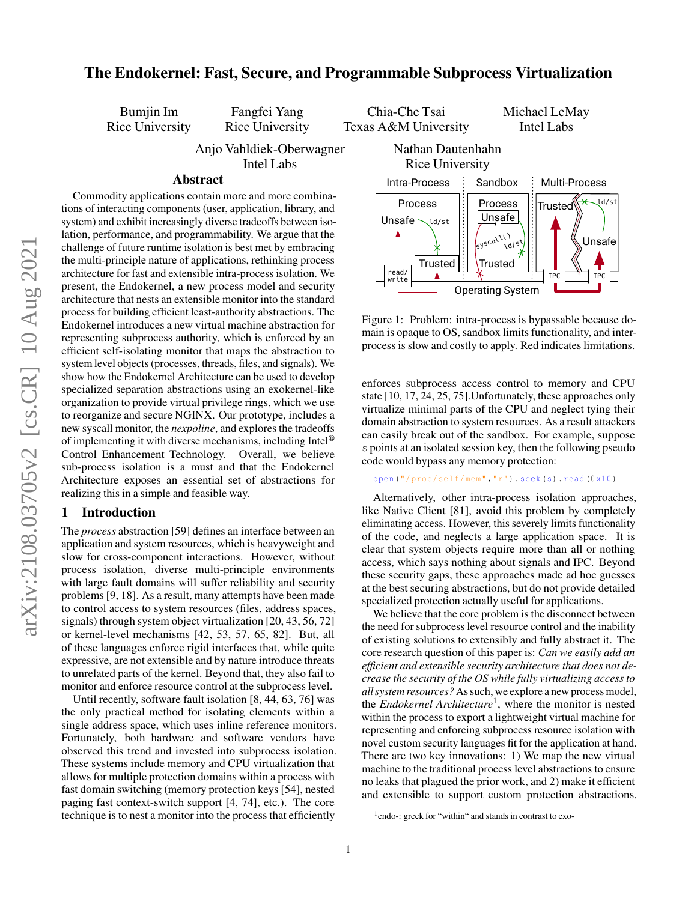# The Endokernel: Fast, Secure, and Programmable Subprocess Virtualization

Bumjin Im
Rice University

Fangfei Yang
Rice University

Chia-Che Tsai
Texas A&M University

Michael LeMay
Intel Labs

Anjo Vahldiek-Oberwagner
Intel Labs

Nathan Dautenhahn
Rice University

## Abstract

Commodity applications contain more and more combinations of interacting components (user, application, library, and system) and exhibit increasingly diverse tradeoffs between isolation, performance, and programmability. We argue that the challenge of future runtime isolation is best met by embracing the multi-principle nature of applications, rethinking process architecture for fast and extensible intra-process isolation. We present, the Endokernel, a new process model and security architecture that nests an extensible monitor into the standard process for building efficient least-authority abstractions. The Endokernel introduces a new virtual machine abstraction for representing subprocess authority, which is enforced by an efficient self-isolating monitor that maps the abstraction to system level objects (processes, threads, files, and signals). We show how the Endokernel Architecture can be used to develop specialized separation abstractions using an exokernel-like organization to provide virtual privilege rings, which we use to reorganize and secure NGINX. Our prototype, includes a new syscall monitor, the *nexpoline*, and explores the tradeoffs of implementing it with diverse mechanisms, including Intel® Control Enhancement Technology. Overall, we believe sub-process isolation is a must and that the Endokernel Architecture exposes an essential set of abstractions for realizing this in a simple and feasible way.

## 1 Introduction

The *process* abstraction [59] defines an interface between an application and system resources, which is heavyweight and slow for cross-component interactions. However, without process isolation, diverse multi-principle environments with large fault domains will suffer reliability and security problems [9, 18]. As a result, many attempts have been made to control access to system resources (files, address spaces, signals) through system object virtualization [20, 43, 56, 72] or kernel-level mechanisms [42, 53, 57, 65, 82]. But, all of these languages enforce rigid interfaces that, while quite expressive, are not extensible and by nature introduce threats to unrelated parts of the kernel. Beyond that, they also fail to monitor and enforce resource control at the subprocess level.

Until recently, software fault isolation [8, 44, 63, 76] was the only practical method for isolating elements within a single address space, which uses inline reference monitors. Fortunately, both hardware and software vendors have observed this trend and invested into subprocess isolation. These systems include memory and CPU virtualization that allows for multiple protection domains within a process with fast domain switching (memory protection keys [54], nested paging fast context-switch support [4, 74], etc.). The core technique is to nest a monitor into the process that efficiently enforces subprocess access control to memory and CPU state [10, 17, 24, 25, 75].Unfortunately, these approaches only virtualize minimal parts of the CPU and neglect tying their domain abstraction to system resources. As a result attackers can easily break out of the sandbox. For example, suppose s points at an isolated session key, then the following pseudo code would bypass any memory protection:

```
open("/proc/self/mem","r").seek(s).read(0x10)
```

Figure 1: Problem: intra-process is bypassable because domain is opaque to OS, sandbox limits functionality, and inter-process is slow and costly to apply. Red indicates limitations.

Alternatively, other intra-process isolation approaches, like Native Client [81], avoid this problem by completely eliminating access. However, this severely limits functionality of the code, and neglects a large application space. It is clear that system objects require more than all or nothing access, which says nothing about signals and IPC. Beyond these security gaps, these approaches made ad hoc guesses at the best securing abstractions, but do not provide detailed specialized protection actually useful for applications.

We believe that the core problem is the disconnect between the need for subprocess level resource control and the inability of existing solutions to extensibly and fully abstract it. The core research question of this paper is: *Can we easily add an efficient and extensible security architecture that does not decrease the security of the OS while fully virtualizing access to all system resources?* As such, we explore a new process model, the *Endokernel Architecture*[1], where the monitor is nested within the process to export a lightweight virtual machine for representing and enforcing subprocess resource isolation with novel custom security languages fit for the application at hand. There are two key innovations: 1) We map the new virtual machine to the traditional process level abstractions to ensure no leaks that plagued the prior work, and 2) make it efficient and extensible to support custom protection abstractions.

[1] endo-: greek for "within" and stands in contrast to exo-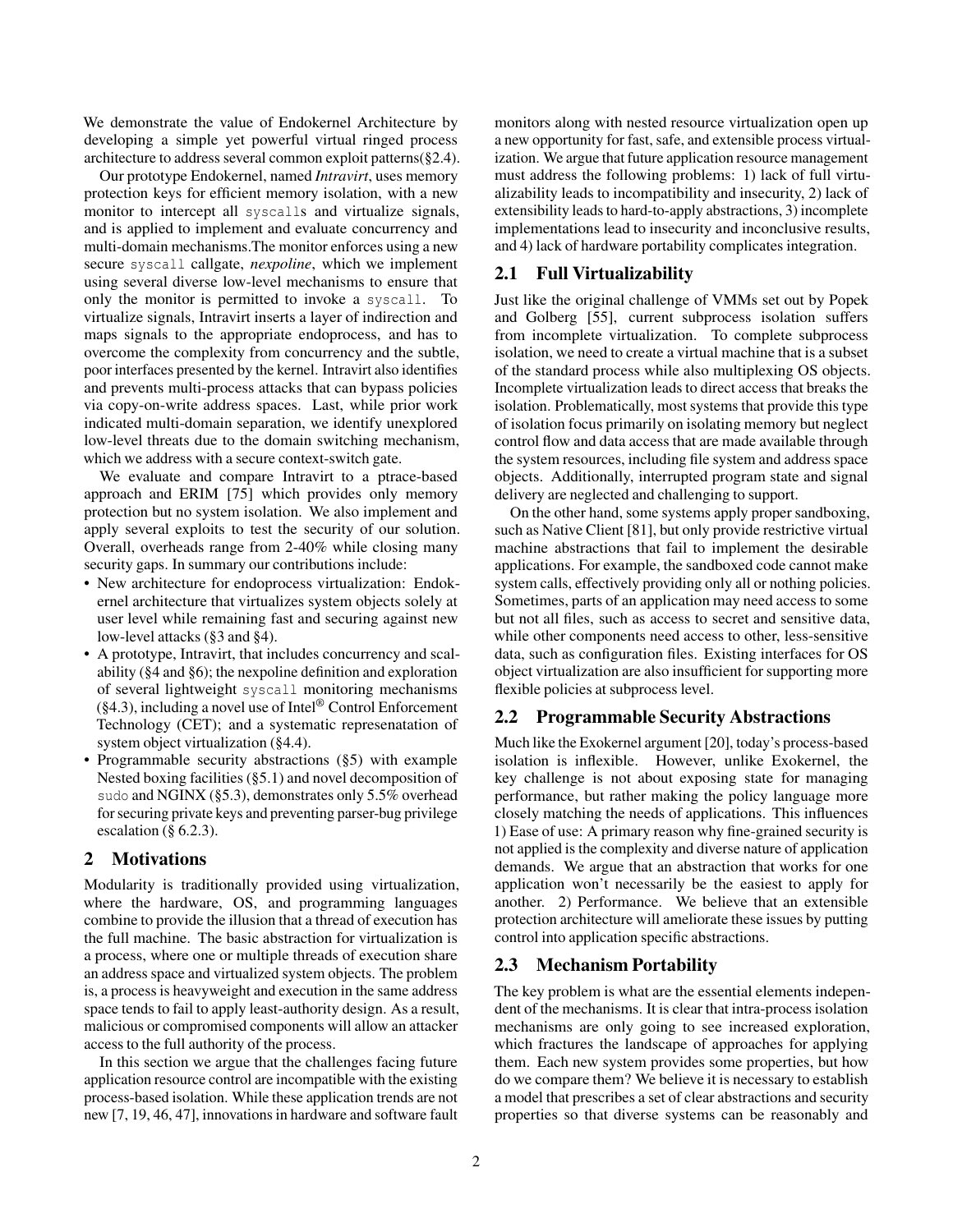We demonstrate the value of Endokernel Architecture by developing a simple yet powerful virtual ringed process architecture to address several common exploit patterns(§2.4).

Our prototype Endokernel, named *Intravirt*, uses memory protection keys for efficient memory isolation, with a new monitor to intercept all `syscall`s and virtualize signals, and is applied to implement and evaluate concurrency and multi-domain mechanisms.The monitor enforces using a new secure `syscall` callgate, *nexpoline*, which we implement using several diverse low-level mechanisms to ensure that only the monitor is permitted to invoke a `syscall`. To virtualize signals, Intravirt inserts a layer of indirection and maps signals to the appropriate endoprocess, and has to overcome the complexity from concurrency and the subtle, poor interfaces presented by the kernel. Intravirt also identifies and prevents multi-process attacks that can bypass policies via copy-on-write address spaces. Last, while prior work indicated multi-domain separation, we identify unexplored low-level threats due to the domain switching mechanism, which we address with a secure context-switch gate.

We evaluate and compare Intravirt to a ptrace-based approach and ERIM [75] which provides only memory protection but no system isolation. We also implement and apply several exploits to test the security of our solution. Overall, overheads range from 2-40% while closing many security gaps. In summary our contributions include:

- New architecture for endoprocess virtualization: Endokernel architecture that virtualizes system objects solely at user level while remaining fast and securing against new low-level attacks (§3 and §4).
- A prototype, Intravirt, that includes concurrency and scalability (§4 and §6); the nexpoline definition and exploration of several lightweight `syscall` monitoring mechanisms (§4.3), including a novel use of Intel® Control Enforcement Technology (CET); and a systematic represenatation of system object virtualization (§4.4).
- Programmable security abstractions (§5) with example Nested boxing facilities (§5.1) and novel decomposition of `sudo` and NGINX (§5.3), demonstrates only 5.5% overhead for securing private keys and preventing parser-bug privilege escalation (§ 6.2.3).

## 2 Motivations

Modularity is traditionally provided using virtualization, where the hardware, OS, and programming languages combine to provide the illusion that a thread of execution has the full machine. The basic abstraction for virtualization is a process, where one or multiple threads of execution share an address space and virtualized system objects. The problem is, a process is heavyweight and execution in the same address space tends to fail to apply least-authority design. As a result, malicious or compromised components will allow an attacker access to the full authority of the process.

In this section we argue that the challenges facing future application resource control are incompatible with the existing process-based isolation. While these application trends are not new [7, 19, 46, 47], innovations in hardware and software fault monitors along with nested resource virtualization open up a new opportunity for fast, safe, and extensible process virtualization. We argue that future application resource management must address the following problems: 1) lack of full virtualizability leads to incompatibility and insecurity, 2) lack of extensibility leads to hard-to-apply abstractions, 3) incomplete implementations lead to insecurity and inconclusive results, and 4) lack of hardware portability complicates integration.

### 2.1 Full Virtualizability

Just like the original challenge of VMMs set out by Popek and Golberg [55], current subprocess isolation suffers from incomplete virtualization. To complete subprocess isolation, we need to create a virtual machine that is a subset of the standard process while also multiplexing OS objects. Incomplete virtualization leads to direct access that breaks the isolation. Problematically, most systems that provide this type of isolation focus primarily on isolating memory but neglect control flow and data access that are made available through the system resources, including file system and address space objects. Additionally, interrupted program state and signal delivery are neglected and challenging to support.

On the other hand, some systems apply proper sandboxing, such as Native Client [81], but only provide restrictive virtual machine abstractions that fail to implement the desirable applications. For example, the sandboxed code cannot make system calls, effectively providing only all or nothing policies. Sometimes, parts of an application may need access to some but not all files, such as access to secret and sensitive data, while other components need access to other, less-sensitive data, such as configuration files. Existing interfaces for OS object virtualization are also insufficient for supporting more flexible policies at subprocess level.

### 2.2 Programmable Security Abstractions

Much like the Exokernel argument [20], today's process-based isolation is inflexible. However, unlike Exokernel, the key challenge is not about exposing state for managing performance, but rather making the policy language more closely matching the needs of applications. This influences 1) Ease of use: A primary reason why fine-grained security is not applied is the complexity and diverse nature of application demands. We argue that an abstraction that works for one application won't necessarily be the easiest to apply for another. 2) Performance. We believe that an extensible protection architecture will ameliorate these issues by putting control into application specific abstractions.

### 2.3 Mechanism Portability

The key problem is what are the essential elements independent of the mechanisms. It is clear that intra-process isolation mechanisms are only going to see increased exploration, which fractures the landscape of approaches for applying them. Each new system provides some properties, but how do we compare them? We believe it is necessary to establish a model that prescribes a set of clear abstractions and security properties so that diverse systems can be reasonably and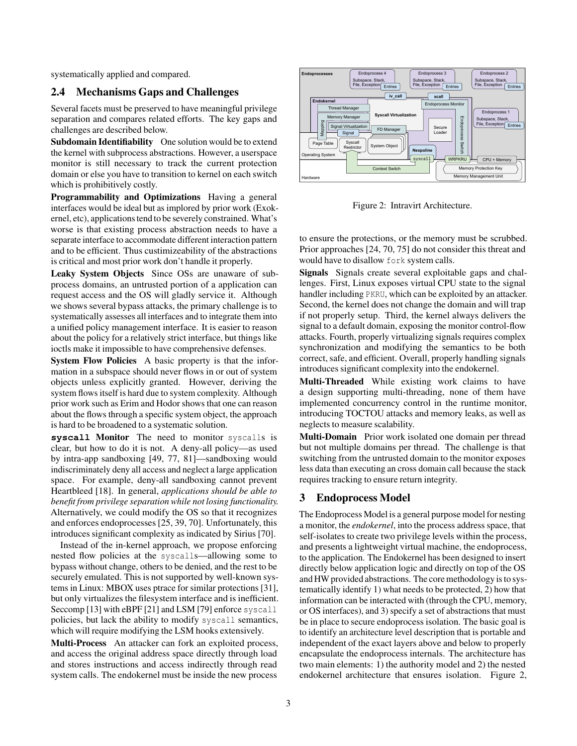systematically applied and compared.

## 2.4 Mechanisms Gaps and Challenges

Several facets must be preserved to have meaningful privilege separation and compares related efforts. The key gaps and challenges are described below.

**Subdomain Identifiability** One solution would be to extend the kernel with subprocess abstractions. However, a userspace monitor is still necessary to track the current protection domain or else you have to transition to kernel on each switch which is prohibitively costly.

**Programmability and Optimizations** Having a general interfaces would be ideal but as implored by prior work (Exokernel, etc), applications tend to be severely constrained. What's worse is that existing process abstraction needs to have a separate interface to accommodate different interaction pattern and to be efficient. Thus custimizeability of the abstractions is critical and most prior work don't handle it properly.

**Leaky System Objects** Since OSs are unaware of subprocess domains, an untrusted portion of a application can request access and the OS will gladly service it. Although we shows several bypass attacks, the primary challenge is to systematically assesses all interfaces and to integrate them into a unified policy management interface. It is easier to reason about the policy for a relatively strict interface, but things like ioctls make it impossible to have comprehensive defenses.

**System Flow Policies** A basic property is that the information in a subspace should never flows in or out of system objects unless explicitly granted. However, deriving the system flows itself is hard due to system complexity. Although prior work such as Erim and Hodor shows that one can reason about the flows through a specific system object, the approach is hard to be broadened to a systematic solution.

**`syscall` Monitor** The need to monitor `syscall`s is clear, but how to do it is not. A deny-all policy—as used by intra-app sandboxing [49, 77, 81]—sandboxing would indiscriminately deny all access and neglect a large application space. For example, deny-all sandboxing cannot prevent Heartbleed [18]. In general, *applications should be able to benefit from privilege separation while not losing functionality.* Alternatively, we could modify the OS so that it recognizes and enforces endoprocesses [25, 39, 70]. Unfortunately, this introduces significant complexity as indicated by Sirius [70].

Instead of the in-kernel approach, we propose enforcing nested flow policies at the `syscall`s—allowing some to bypass without change, others to be denied, and the rest to be securely emulated. This is not supported by well-known systems in Linux: MBOX uses ptrace for similar protections [31], but only virtualizes the filesystem interface and is inefficient. Seccomp [13] with eBPF [21] and LSM [79] enforce `syscall` policies, but lack the ability to modify `syscall` semantics, which will require modifying the LSM hooks extensively.

**Multi-Process** An attacker can fork an exploited process, and access the original address space directly through load and stores instructions and access indirectly through read system calls. The endokernel must be inside the new process to ensure the protections, or the memory must be scrubbed. Prior approaches [24, 70, 75] do not consider this threat and would have to disallow `fork` system calls.

Endoprocesses
Endoprocess 4
Subspace, Stack, File, Exception
Entries
Endoprocess 3
Subspace, Stack, File, Exception
Entries
Endoprocess 2
Subspace, Stack, File, Exception
Entries
iv_call
xcall
Endokernel
Thread Manager
Memory Manager
Mapping
Signal Virtualization
Signal
Syscall Virtualization
FD Manager
Endoprocess Monitor
Secure Loader
Endoprocess Switch
Endoprocess 1
Subspace, Stack, File, Exception
Entries
Page Table
Syscall Restrictor
System Object
Nexpoline
Operating System
syscall
WRPKRU
CPU + Memory
Context Switch
Memory Protection Key
Memory Management Unit
Hardware

Figure 2: Intravirt Architecture.

**Signals** Signals create several exploitable gaps and challenges. First, Linux exposes virtual CPU state to the signal handler including `PKRU`, which can be exploited by an attacker. Second, the kernel does not change the domain and will trap if not properly setup. Third, the kernel always delivers the signal to a default domain, exposing the monitor control-flow attacks. Fourth, properly virtualizing signals requires complex synchronization and modifying the semantics to be both correct, safe, and efficient. Overall, properly handling signals introduces significant complexity into the endokernel.

**Multi-Threaded** While existing work claims to have a design supporting multi-threading, none of them have implemented concurrency control in the runtime monitor, introducing TOCTOU attacks and memory leaks, as well as neglects to measure scalability.

**Multi-Domain** Prior work isolated one domain per thread but not multiple domains per thread. The challenge is that switching from the untrusted domain to the monitor exposes less data than executing an cross domain call because the stack requires tracking to ensure return integrity.

# 3 Endoprocess Model

The Endoprocess Model is a general purpose model for nesting a monitor, the *endokernel*, into the process address space, that self-isolates to create two privilege levels within the process, and presents a lightweight virtual machine, the endoprocess, to the application. The Endokernel has been designed to insert directly below application logic and directly on top of the OS and HW provided abstractions. The core methodology is to systematically identify 1) what needs to be protected, 2) how that information can be interacted with (through the CPU, memory, or OS interfaces), and 3) specify a set of abstractions that must be in place to secure endoprocess isolation. The basic goal is to identify an architecture level description that is portable and independent of the exact layers above and below to properly encapsulate the endoprocess internals. The architecture has two main elements: 1) the authority model and 2) the nested endokernel architecture that ensures isolation. Figure 2,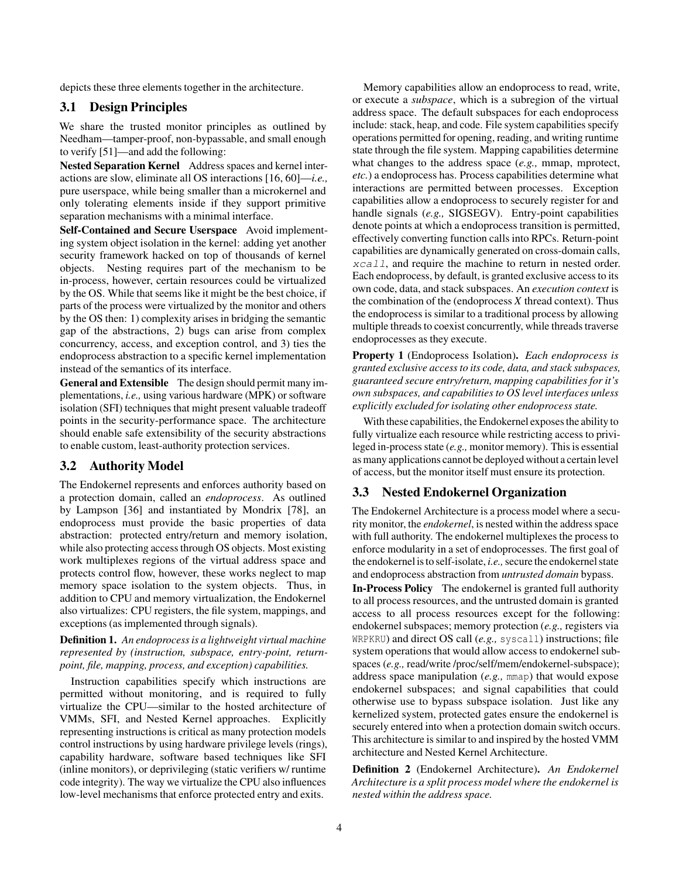depicts these three elements together in the architecture.

### 3.1 Design Principles

We share the trusted monitor principles as outlined by Needham—tamper-proof, non-bypassable, and small enough to verify [51]—and add the following:

**Nested Separation Kernel** Address spaces and kernel interactions are slow, eliminate all OS interactions [16, 60]—*i.e.,* pure userspace, while being smaller than a microkernel and only tolerating elements inside if they support primitive separation mechanisms with a minimal interface.

**Self-Contained and Secure Userspace** Avoid implementing system object isolation in the kernel: adding yet another security framework hacked on top of thousands of kernel objects. Nesting requires part of the mechanism to be in-process, however, certain resources could be virtualized by the OS. While that seems like it might be the best choice, if parts of the process were virtualized by the monitor and others by the OS then: 1) complexity arises in bridging the semantic gap of the abstractions, 2) bugs can arise from complex concurrency, access, and exception control, and 3) ties the endoprocess abstraction to a specific kernel implementation instead of the semantics of its interface.

**General and Extensible** The design should permit many implementations, *i.e.,* using various hardware (MPK) or software isolation (SFI) techniques that might present valuable tradeoff points in the security-performance space. The architecture should enable safe extensibility of the security abstractions to enable custom, least-authority protection services.

### 3.2 Authority Model

The Endokernel represents and enforces authority based on a protection domain, called an *endoprocess*. As outlined by Lampson [36] and instantiated by Mondrix [78], an endoprocess must provide the basic properties of data abstraction: protected entry/return and memory isolation, while also protecting access through OS objects. Most existing work multiplexes regions of the virtual address space and protects control flow, however, these works neglect to map memory space isolation to the system objects. Thus, in addition to CPU and memory virtualization, the Endokernel also virtualizes: CPU registers, the file system, mappings, and exceptions (as implemented through signals).

**Definition 1.** *An endoprocess is a lightweight virtual machine represented by (instruction, subspace, entry-point, return-point, file, mapping, process, and exception) capabilities.*

Instruction capabilities specify which instructions are permitted without monitoring, and is required to fully virtualize the CPU—similar to the hosted architecture of VMMs, SFI, and Nested Kernel approaches. Explicitly representing instructions is critical as many protection models control instructions by using hardware privilege levels (rings), capability hardware, software based techniques like SFI (inline monitors), or deprivileging (static verifiers w/ runtime code integrity). The way we virtualize the CPU also influences low-level mechanisms that enforce protected entry and exits.

Memory capabilities allow an endoprocess to read, write, or execute a *subspace*, which is a subregion of the virtual address space. The default subspaces for each endoprocess include: stack, heap, and code. File system capabilities specify operations permitted for opening, reading, and writing runtime state through the file system. Mapping capabilities determine what changes to the address space (*e.g.,* mmap, mprotect, *etc.*) a endoprocess has. Process capabilities determine what interactions are permitted between processes. Exception capabilities allow a endoprocess to securely register for and handle signals (*e.g.,* SIGSEGV). Entry-point capabilities denote points at which a endoprocess transition is permitted, effectively converting function calls into RPCs. Return-point capabilities are dynamically generated on cross-domain calls, `xcall`, and require the machine to return in nested order. Each endoprocess, by default, is granted exclusive access to its own code, data, and stack subspaces. An *execution context* is the combination of the (endoprocess *X* thread context). Thus the endoprocess is similar to a traditional process by allowing multiple threads to coexist concurrently, while threads traverse endoprocesses as they execute.

**Property 1** (Endoprocess Isolation)**.** *Each endoprocess is granted exclusive access to its code, data, and stack subspaces, guaranteed secure entry/return, mapping capabilities for it's own subspaces, and capabilities to OS level interfaces unless explicitly excluded for isolating other endoprocess state.*

With these capabilities, the Endokernel exposes the ability to fully virtualize each resource while restricting access to privileged in-process state (*e.g.,* monitor memory). This is essential as many applications cannot be deployed without a certain level of access, but the monitor itself must ensure its protection.

### 3.3 Nested Endokernel Organization

The Endokernel Architecture is a process model where a security monitor, the *endokernel*, is nested within the address space with full authority. The endokernel multiplexes the process to enforce modularity in a set of endoprocesses. The first goal of the endokernel is to self-isolate, *i.e.,* secure the endokernel state and endoprocess abstraction from *untrusted domain* bypass.

**In-Process Policy** The endokernel is granted full authority to all process resources, and the untrusted domain is granted access to all process resources except for the following: endokernel subspaces; memory protection (*e.g.,* registers via `WRPKRU`) and direct OS call (*e.g.,* `syscall`) instructions; file system operations that would allow access to endokernel subspaces (*e.g.,* read/write /proc/self/mem/endokernel-subspace); address space manipulation (*e.g.,* `mmap`) that would expose endokernel subspaces; and signal capabilities that could otherwise use to bypass subspace isolation. Just like any kernelized system, protected gates ensure the endokernel is securely entered into when a protection domain switch occurs. This architecture is similar to and inspired by the hosted VMM architecture and Nested Kernel Architecture.

**Definition 2** (Endokernel Architecture)**.** *An Endokernel Architecture is a split process model where the endokernel is nested within the address space.*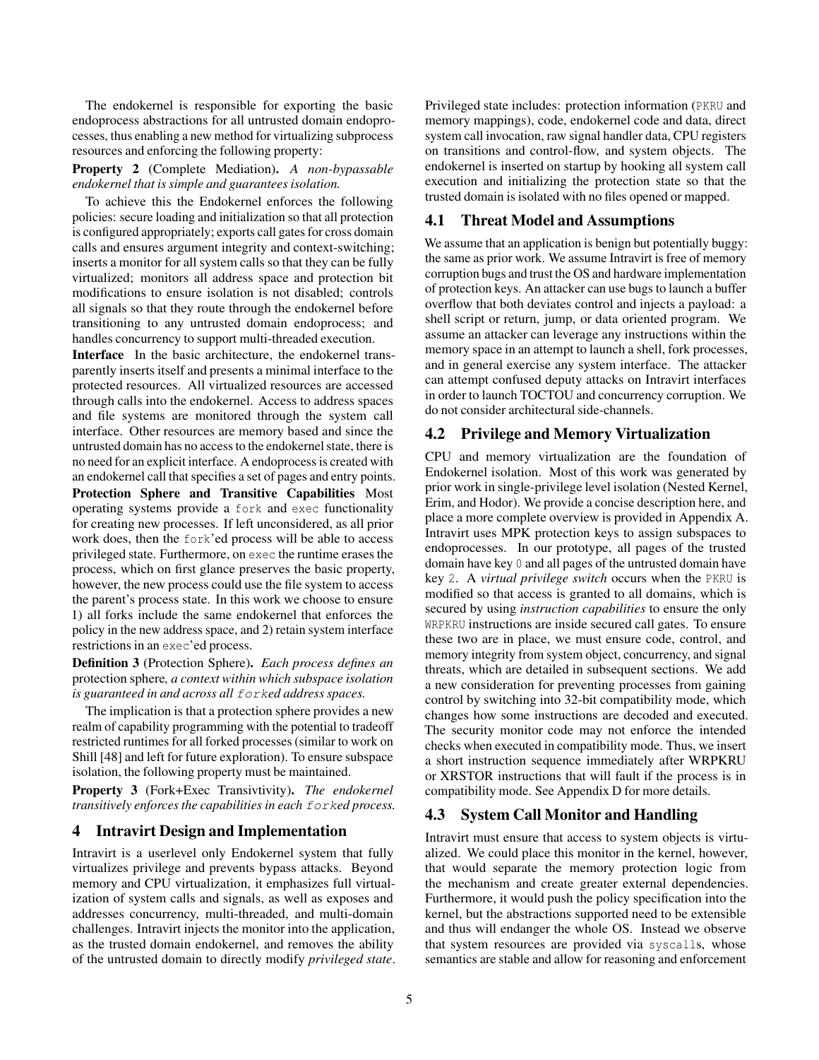The endokernel is responsible for exporting the basic endoprocess abstractions for all untrusted domain endoprocesses, thus enabling a new method for virtualizing subprocess resources and enforcing the following property:

**Property 2** (Complete Mediation)**.** *A non-bypassable endokernel that is simple and guarantees isolation.*

To achieve this the Endokernel enforces the following policies: secure loading and initialization so that all protection is configured appropriately; exports call gates for cross domain calls and ensures argument integrity and context-switching; inserts a monitor for all system calls so that they can be fully virtualized; monitors all address space and protection bit modifications to ensure isolation is not disabled; controls all signals so that they route through the endokernel before transitioning to any untrusted domain endoprocess; and handles concurrency to support multi-threaded execution.

**Interface** In the basic architecture, the endokernel transparently inserts itself and presents a minimal interface to the protected resources. All virtualized resources are accessed through calls into the endokernel. Access to address spaces and file systems are monitored through the system call interface. Other resources are memory based and since the untrusted domain has no access to the endokernel state, there is no need for an explicit interface. A endoprocess is created with an endokernel call that specifies a set of pages and entry points.

**Protection Sphere and Transitive Capabilities** Most operating systems provide a `fork` and `exec` functionality for creating new processes. If left unconsidered, as all prior work does, then the `fork`'ed process will be able to access privileged state. Furthermore, on `exec` the runtime erases the process, which on first glance preserves the basic property, however, the new process could use the file system to access the parent's process state. In this work we choose to ensure 1) all forks include the same endokernel that enforces the policy in the new address space, and 2) retain system interface restrictions in an `exec`'ed process.

**Definition 3** (Protection Sphere)**.** *Each process defines an* protection sphere*, a context within which subspace isolation is guaranteed in and across all* `fork`*ed address spaces.*

The implication is that a protection sphere provides a new realm of capability programming with the potential to tradeoff restricted runtimes for all forked processes (similar to work on Shill [48] and left for future exploration). To ensure subspace isolation, the following property must be maintained.

**Property 3** (Fork+Exec Transivtivity)**.** *The endokernel transitively enforces the capabilities in each* `fork`*ed process.*

## 4 Intravirt Design and Implementation

Intravirt is a userlevel only Endokernel system that fully virtualizes privilege and prevents bypass attacks. Beyond memory and CPU virtualization, it emphasizes full virtualization of system calls and signals, as well as exposes and addresses concurrency, multi-threaded, and multi-domain challenges. Intravirt injects the monitor into the application, as the trusted domain endokernel, and removes the ability of the untrusted domain to directly modify *privileged state*. Privileged state includes: protection information (`PKRU` and memory mappings), code, endokernel code and data, direct system call invocation, raw signal handler data, CPU registers on transitions and control-flow, and system objects. The endokernel is inserted on startup by hooking all system call execution and initializing the protection state so that the trusted domain is isolated with no files opened or mapped.

### 4.1 Threat Model and Assumptions

We assume that an application is benign but potentially buggy: the same as prior work. We assume Intravirt is free of memory corruption bugs and trust the OS and hardware implementation of protection keys. An attacker can use bugs to launch a buffer overflow that both deviates control and injects a payload: a shell script or return, jump, or data oriented program. We assume an attacker can leverage any instructions within the memory space in an attempt to launch a shell, fork processes, and in general exercise any system interface. The attacker can attempt confused deputy attacks on Intravirt interfaces in order to launch TOCTOU and concurrency corruption. We do not consider architectural side-channels.

### 4.2 Privilege and Memory Virtualization

CPU and memory virtualization are the foundation of Endokernel isolation. Most of this work was generated by prior work in single-privilege level isolation (Nested Kernel, Erim, and Hodor). We provide a concise description here, and place a more complete overview is provided in Appendix A. Intravirt uses MPK protection keys to assign subspaces to endoprocesses. In our prototype, all pages of the trusted domain have key `0` and all pages of the untrusted domain have key `2`. A *virtual privilege switch* occurs when the `PKRU` is modified so that access is granted to all domains, which is secured by using *instruction capabilities* to ensure the only `WRPKRU` instructions are inside secured call gates. To ensure these two are in place, we must ensure code, control, and memory integrity from system object, concurrency, and signal threats, which are detailed in subsequent sections. We add a new consideration for preventing processes from gaining control by switching into 32-bit compatibility mode, which changes how some instructions are decoded and executed. The security monitor code may not enforce the intended checks when executed in compatibility mode. Thus, we insert a short instruction sequence immediately after WRPKRU or XRSTOR instructions that will fault if the process is in compatibility mode. See Appendix D for more details.

### 4.3 System Call Monitor and Handling

Intravirt must ensure that access to system objects is virtualized. We could place this monitor in the kernel, however, that would separate the memory protection logic from the mechanism and create greater external dependencies. Furthermore, it would push the policy specification into the kernel, but the abstractions supported need to be extensible and thus will endanger the whole OS. Instead we observe that system resources are provided via `syscall`s, whose semantics are stable and allow for reasoning and enforcement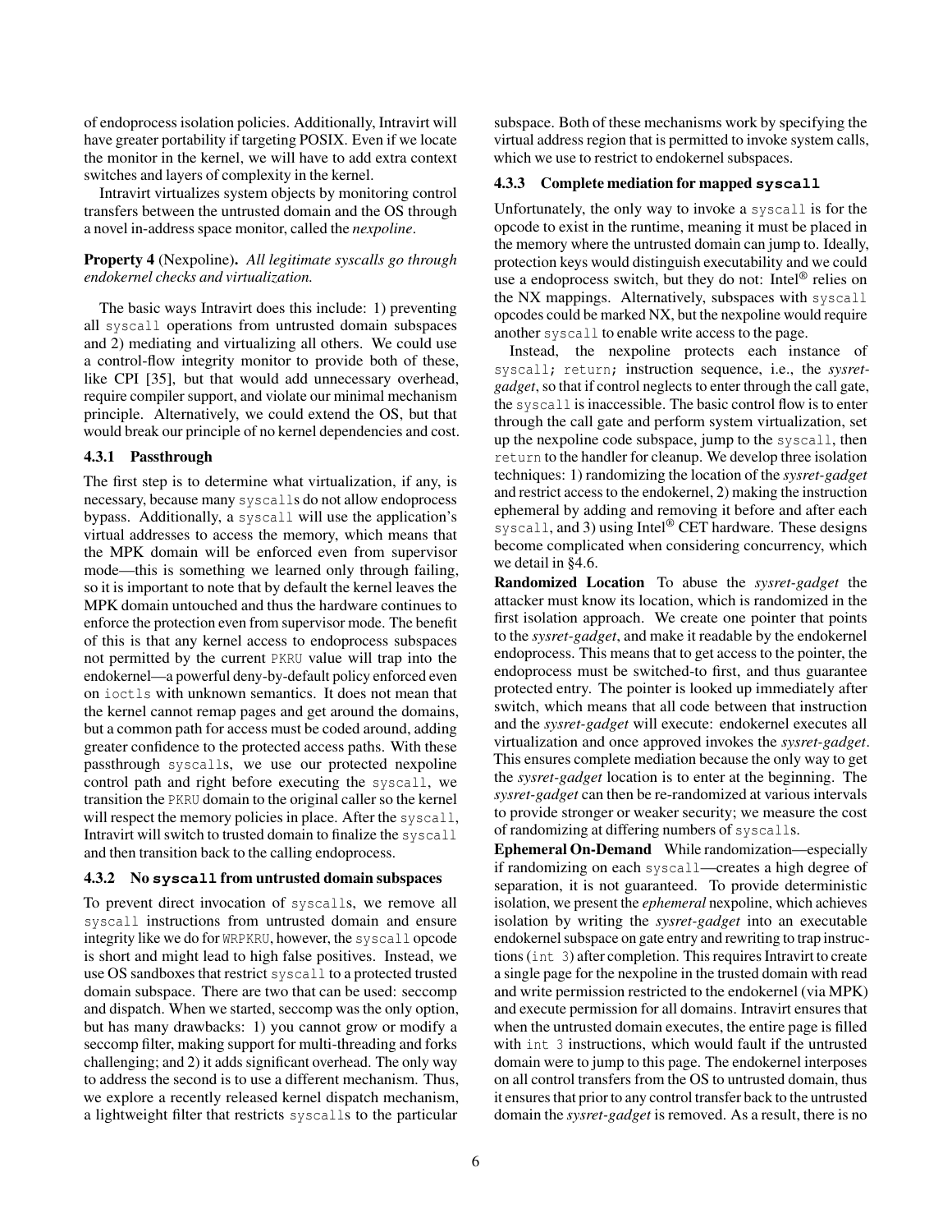of endoprocess isolation policies. Additionally, Intravirt will have greater portability if targeting POSIX. Even if we locate the monitor in the kernel, we will have to add extra context switches and layers of complexity in the kernel.

Intravirt virtualizes system objects by monitoring control transfers between the untrusted domain and the OS through a novel in-address space monitor, called the *nexpoline*.

**Property 4** (Nexpoline)**.** *All legitimate syscalls go through endokernel checks and virtualization.*

The basic ways Intravirt does this include: 1) preventing all `syscall` operations from untrusted domain subspaces and 2) mediating and virtualizing all others. We could use a control-flow integrity monitor to provide both of these, like CPI [35], but that would add unnecessary overhead, require compiler support, and violate our minimal mechanism principle. Alternatively, we could extend the OS, but that would break our principle of no kernel dependencies and cost.

#### 4.3.1 Passthrough

The first step is to determine what virtualization, if any, is necessary, because many `syscall`s do not allow endoprocess bypass. Additionally, a `syscall` will use the application's virtual addresses to access the memory, which means that the MPK domain will be enforced even from supervisor mode—this is something we learned only through failing, so it is important to note that by default the kernel leaves the MPK domain untouched and thus the hardware continues to enforce the protection even from supervisor mode. The benefit of this is that any kernel access to endoprocess subspaces not permitted by the current `PKRU` value will trap into the endokernel—a powerful deny-by-default policy enforced even on `ioctl`s with unknown semantics. It does not mean that the kernel cannot remap pages and get around the domains, but a common path for access must be coded around, adding greater confidence to the protected access paths. With these passthrough `syscall`s, we use our protected nexpoline control path and right before executing the `syscall`, we transition the `PKRU` domain to the original caller so the kernel will respect the memory policies in place. After the `syscall`, Intravirt will switch to trusted domain to finalize the `syscall` and then transition back to the calling endoprocess.

#### 4.3.2 No `syscall` from untrusted domain subspaces

To prevent direct invocation of `syscall`s, we remove all `syscall` instructions from untrusted domain and ensure integrity like we do for `WRPKRU`, however, the `syscall` opcode is short and might lead to high false positives. Instead, we use OS sandboxes that restrict `syscall` to a protected trusted domain subspace. There are two that can be used: seccomp and dispatch. When we started, seccomp was the only option, but has many drawbacks: 1) you cannot grow or modify a seccomp filter, making support for multi-threading and forks challenging; and 2) it adds significant overhead. The only way to address the second is to use a different mechanism. Thus, we explore a recently released kernel dispatch mechanism, a lightweight filter that restricts `syscall`s to the particular subspace. Both of these mechanisms work by specifying the virtual address region that is permitted to invoke system calls, which we use to restrict to endokernel subspaces.

#### 4.3.3 Complete mediation for mapped `syscall`

Unfortunately, the only way to invoke a `syscall` is for the opcode to exist in the runtime, meaning it must be placed in the memory where the untrusted domain can jump to. Ideally, protection keys would distinguish executability and we could use a endoprocess switch, but they do not: Intel® relies on the NX mappings. Alternatively, subspaces with `syscall` opcodes could be marked NX, but the nexpoline would require another `syscall` to enable write access to the page.

Instead, the nexpoline protects each instance of `syscall; return;` instruction sequence, i.e., the *sysret-gadget*, so that if control neglects to enter through the call gate, the `syscall` is inaccessible. The basic control flow is to enter through the call gate and perform system virtualization, set up the nexpoline code subspace, jump to the `syscall`, then `return` to the handler for cleanup. We develop three isolation techniques: 1) randomizing the location of the *sysret-gadget* and restrict access to the endokernel, 2) making the instruction ephemeral by adding and removing it before and after each `syscall`, and 3) using Intel® CET hardware. These designs become complicated when considering concurrency, which we detail in §4.6.

**Randomized Location** To abuse the *sysret-gadget* the attacker must know its location, which is randomized in the first isolation approach. We create one pointer that points to the *sysret-gadget*, and make it readable by the endokernel endoprocess. This means that to get access to the pointer, the endoprocess must be switched-to first, and thus guarantee protected entry. The pointer is looked up immediately after switch, which means that all code between that instruction and the *sysret-gadget* will execute: endokernel executes all virtualization and once approved invokes the *sysret-gadget*. This ensures complete mediation because the only way to get the *sysret-gadget* location is to enter at the beginning. The *sysret-gadget* can then be re-randomized at various intervals to provide stronger or weaker security; we measure the cost of randomizing at differing numbers of `syscall`s.

**Ephemeral On-Demand** While randomization—especially if randomizing on each `syscall`—creates a high degree of separation, it is not guaranteed. To provide deterministic isolation, we present the *ephemeral* nexpoline, which achieves isolation by writing the *sysret-gadget* into an executable endokernel subspace on gate entry and rewriting to trap instructions (`int 3`) after completion. This requires Intravirt to create a single page for the nexpoline in the trusted domain with read and write permission restricted to the endokernel (via MPK) and execute permission for all domains. Intravirt ensures that when the untrusted domain executes, the entire page is filled with `int 3` instructions, which would fault if the untrusted domain were to jump to this page. The endokernel interposes on all control transfers from the OS to untrusted domain, thus it ensures that prior to any control transfer back to the untrusted domain the *sysret-gadget* is removed. As a result, there is no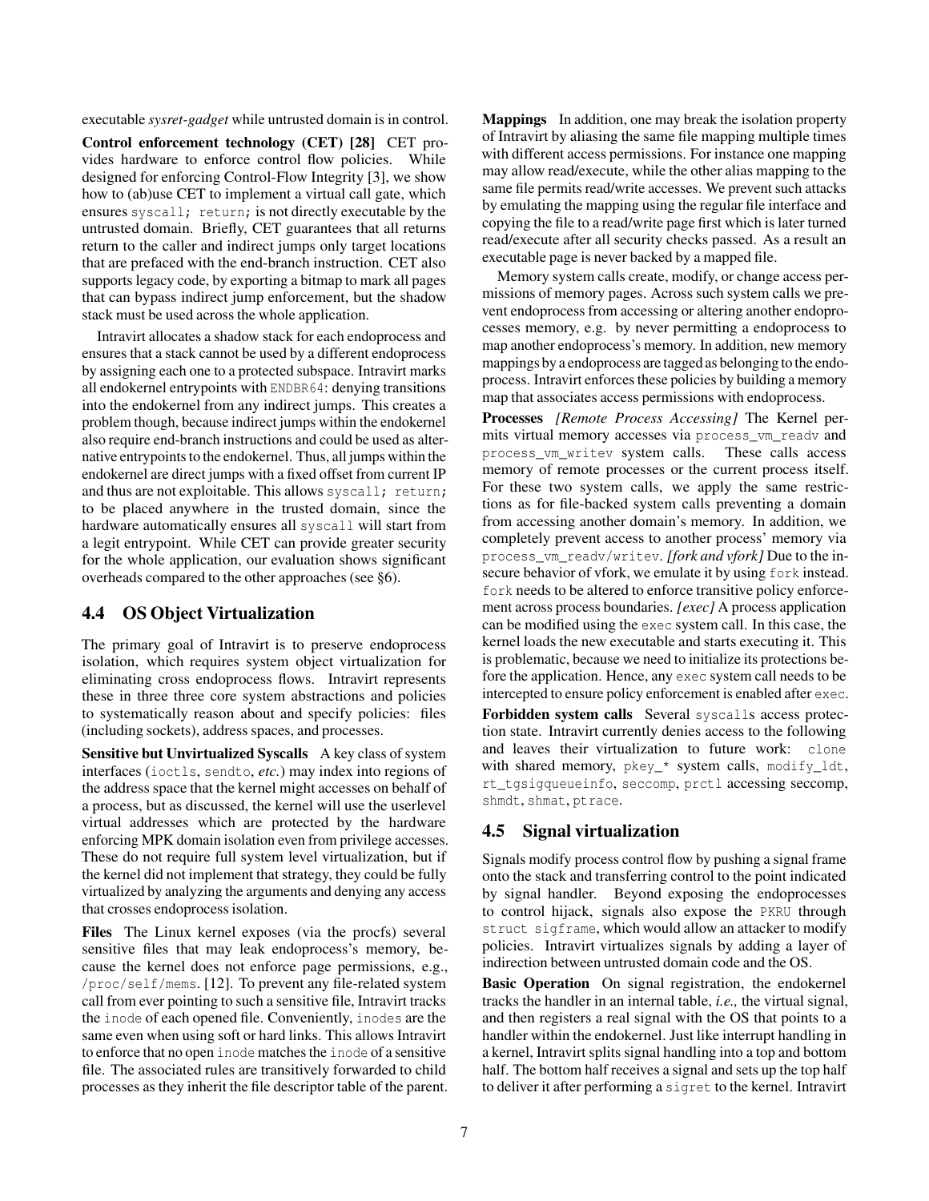executable *sysret-gadget* while untrusted domain is in control.

**Control enforcement technology (CET) [28]** CET provides hardware to enforce control flow policies. While designed for enforcing Control-Flow Integrity [3], we show how to (ab)use CET to implement a virtual call gate, which ensures `syscall; return;` is not directly executable by the untrusted domain. Briefly, CET guarantees that all returns return to the caller and indirect jumps only target locations that are prefaced with the end-branch instruction. CET also supports legacy code, by exporting a bitmap to mark all pages that can bypass indirect jump enforcement, but the shadow stack must be used across the whole application.

Intravirt allocates a shadow stack for each endoprocess and ensures that a stack cannot be used by a different endoprocess by assigning each one to a protected subspace. Intravirt marks all endokernel entrypoints with `ENDBR64`: denying transitions into the endokernel from any indirect jumps. This creates a problem though, because indirect jumps within the endokernel also require end-branch instructions and could be used as alternative entrypoints to the endokernel. Thus, all jumps within the endokernel are direct jumps with a fixed offset from current IP and thus are not exploitable. This allows `syscall; return;` to be placed anywhere in the trusted domain, since the hardware automatically ensures all `syscall` will start from a legit entrypoint. While CET can provide greater security for the whole application, our evaluation shows significant overheads compared to the other approaches (see §6).

## 4.4 OS Object Virtualization

The primary goal of Intravirt is to preserve endoprocess isolation, which requires system object virtualization for eliminating cross endoprocess flows. Intravirt represents these in three three core system abstractions and policies to systematically reason about and specify policies: files (including sockets), address spaces, and processes.

**Sensitive but Unvirtualized Syscalls** A key class of system interfaces (`ioctls`, `sendto`, *etc.*) may index into regions of the address space that the kernel might accesses on behalf of a process, but as discussed, the kernel will use the userlevel virtual addresses which are protected by the hardware enforcing MPK domain isolation even from privilege accesses. These do not require full system level virtualization, but if the kernel did not implement that strategy, they could be fully virtualized by analyzing the arguments and denying any access that crosses endoprocess isolation.

**Files** The Linux kernel exposes (via the procfs) several sensitive files that may leak endoprocess's memory, because the kernel does not enforce page permissions, e.g., `/proc/self/mems`. [12]. To prevent any file-related system call from ever pointing to such a sensitive file, Intravirt tracks the `inode` of each opened file. Conveniently, `inodes` are the same even when using soft or hard links. This allows Intravirt to enforce that no open `inode` matches the `inode` of a sensitive file. The associated rules are transitively forwarded to child processes as they inherit the file descriptor table of the parent.

**Mappings** In addition, one may break the isolation property of Intravirt by aliasing the same file mapping multiple times with different access permissions. For instance one mapping may allow read/execute, while the other alias mapping to the same file permits read/write accesses. We prevent such attacks by emulating the mapping using the regular file interface and copying the file to a read/write page first which is later turned read/execute after all security checks passed. As a result an executable page is never backed by a mapped file.

Memory system calls create, modify, or change access permissions of memory pages. Across such system calls we prevent endoprocess from accessing or altering another endoprocesses memory, e.g. by never permitting a endoprocess to map another endoprocess's memory. In addition, new memory mappings by a endoprocess are tagged as belonging to the endoprocess. Intravirt enforces these policies by building a memory map that associates access permissions with endoprocess.

**Processes** *[Remote Process Accessing]* The Kernel permits virtual memory accesses via `process_vm_readv` and `process_vm_writev` system calls. These calls access memory of remote processes or the current process itself. For these two system calls, we apply the same restrictions as for file-backed system calls preventing a domain from accessing another domain's memory. In addition, we completely prevent access to another process' memory via `process_vm_readv/writev`. ***[fork and vfork]*** Due to the insecure behavior of vfork, we emulate it by using `fork` instead. `fork` needs to be altered to enforce transitive policy enforcement across process boundaries. ***[exec]*** A process application can be modified using the `exec` system call. In this case, the kernel loads the new executable and starts executing it. This is problematic, because we need to initialize its protections before the application. Hence, any `exec` system call needs to be intercepted to ensure policy enforcement is enabled after `exec`.

**Forbidden system calls** Several `syscall`s access protection state. Intravirt currently denies access to the following and leaves their virtualization to future work: `clone` with shared memory, `pkey_*` system calls, `modify_ldt`, `rt_tgsigqueueinfo`, `seccomp`, `prctl` accessing seccomp, `shmdt`, `shmat`, `ptrace`.

## 4.5 Signal virtualization

Signals modify process control flow by pushing a signal frame onto the stack and transferring control to the point indicated by signal handler. Beyond exposing the endoprocesses to control hijack, signals also expose the `PKRU` through `struct sigframe`, which would allow an attacker to modify policies. Intravirt virtualizes signals by adding a layer of indirection between untrusted domain code and the OS.

**Basic Operation** On signal registration, the endokernel tracks the handler in an internal table, *i.e.,* the virtual signal, and then registers a real signal with the OS that points to a handler within the endokernel. Just like interrupt handling in a kernel, Intravirt splits signal handling into a top and bottom half. The bottom half receives a signal and sets up the top half to deliver it after performing a `sigret` to the kernel. Intravirt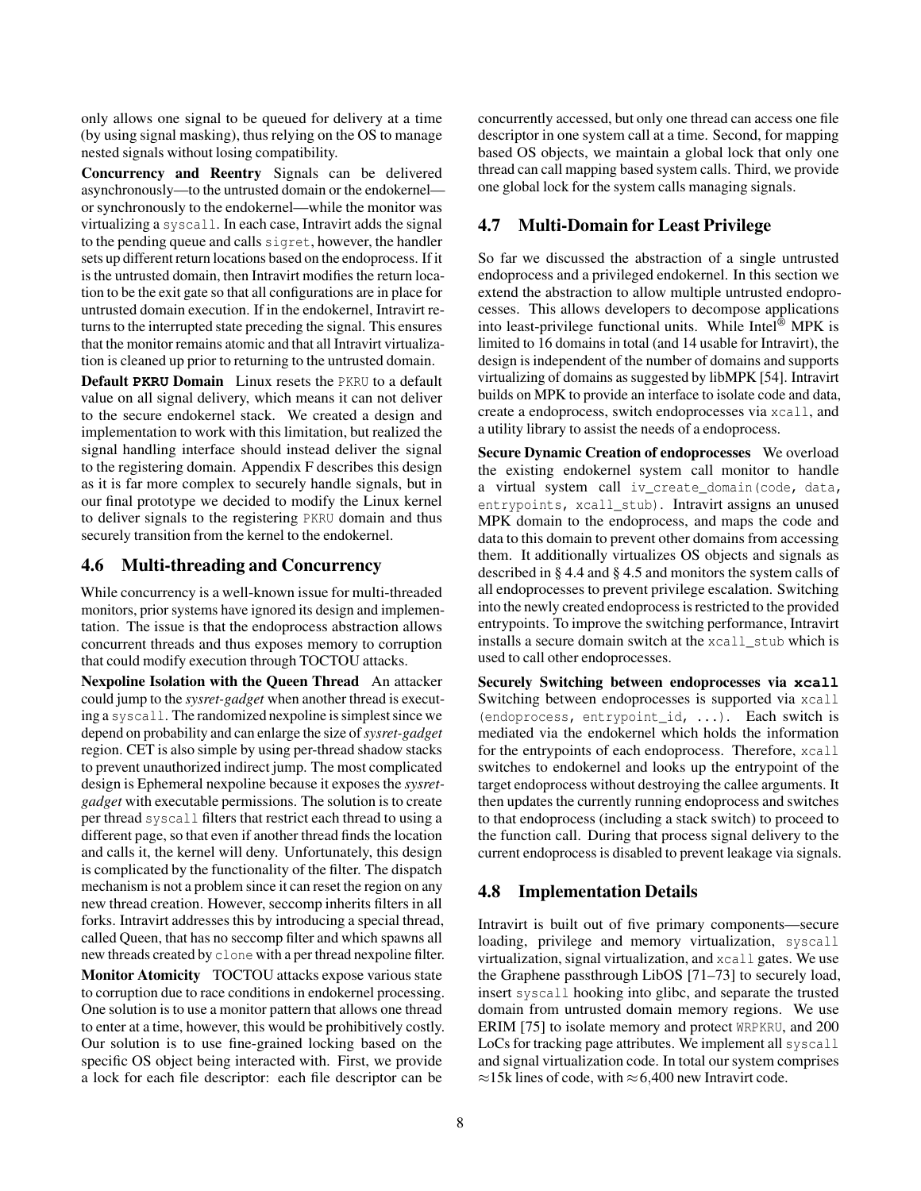only allows one signal to be queued for delivery at a time (by using signal masking), thus relying on the OS to manage nested signals without losing compatibility.

**Concurrency and Reentry** Signals can be delivered asynchronously—to the untrusted domain or the endokernel—or synchronously to the endokernel—while the monitor was virtualizing a `syscall`. In each case, Intravirt adds the signal to the pending queue and calls `sigret`, however, the handler sets up different return locations based on the endoprocess. If it is the untrusted domain, then Intravirt modifies the return location to be the exit gate so that all configurations are in place for untrusted domain execution. If in the endokernel, Intravirt returns to the interrupted state preceding the signal. This ensures that the monitor remains atomic and that all Intravirt virtualization is cleaned up prior to returning to the untrusted domain.

**Default `PKRU` Domain** Linux resets the `PKRU` to a default value on all signal delivery, which means it can not deliver to the secure endokernel stack. We created a design and implementation to work with this limitation, but realized the signal handling interface should instead deliver the signal to the registering domain. Appendix F describes this design as it is far more complex to securely handle signals, but in our final prototype we decided to modify the Linux kernel to deliver signals to the registering `PKRU` domain and thus securely transition from the kernel to the endokernel.

## 4.6 Multi-threading and Concurrency

While concurrency is a well-known issue for multi-threaded monitors, prior systems have ignored its design and implementation. The issue is that the endoprocess abstraction allows concurrent threads and thus exposes memory to corruption that could modify execution through TOCTOU attacks.

**Nexpoline Isolation with the Queen Thread** An attacker could jump to the *sysret-gadget* when another thread is executing a `syscall`. The randomized nexpoline is simplest since we depend on probability and can enlarge the size of *sysret-gadget* region. CET is also simple by using per-thread shadow stacks to prevent unauthorized indirect jump. The most complicated design is Ephemeral nexpoline because it exposes the *sysret-gadget* with executable permissions. The solution is to create per thread `syscall` filters that restrict each thread to using a different page, so that even if another thread finds the location and calls it, the kernel will deny. Unfortunately, this design is complicated by the functionality of the filter. The dispatch mechanism is not a problem since it can reset the region on any new thread creation. However, seccomp inherits filters in all forks. Intravirt addresses this by introducing a special thread, called Queen, that has no seccomp filter and which spawns all new threads created by `clone` with a per thread nexpoline filter.

**Monitor Atomicity** TOCTOU attacks expose various state to corruption due to race conditions in endokernel processing. One solution is to use a monitor pattern that allows one thread to enter at a time, however, this would be prohibitively costly. Our solution is to use fine-grained locking based on the specific OS object being interacted with. First, we provide a lock for each file descriptor: each file descriptor can be concurrently accessed, but only one thread can access one file descriptor in one system call at a time. Second, for mapping based OS objects, we maintain a global lock that only one thread can call mapping based system calls. Third, we provide one global lock for the system calls managing signals.

## 4.7 Multi-Domain for Least Privilege

So far we discussed the abstraction of a single untrusted endoprocess and a privileged endokernel. In this section we extend the abstraction to allow multiple untrusted endoprocesses. This allows developers to decompose applications into least-privilege functional units. While Intel® MPK is limited to 16 domains in total (and 14 usable for Intravirt), the design is independent of the number of domains and supports virtualizing of domains as suggested by libMPK [54]. Intravirt builds on MPK to provide an interface to isolate code and data, create a endoprocess, switch endoprocesses via `xcall`, and a utility library to assist the needs of a endoprocess.

**Secure Dynamic Creation of endoprocesses** We overload the existing endokernel system call monitor to handle a virtual system call `iv_create_domain(code, data, entrypoints, xcall_stub)`. Intravirt assigns an unused MPK domain to the endoprocess, and maps the code and data to this domain to prevent other domains from accessing them. It additionally virtualizes OS objects and signals as described in § 4.4 and § 4.5 and monitors the system calls of all endoprocesses to prevent privilege escalation. Switching into the newly created endoprocess is restricted to the provided entrypoints. To improve the switching performance, Intravirt installs a secure domain switch at the `xcall_stub` which is used to call other endoprocesses.

**Securely Switching between endoprocesses via `xcall`** Switching between endoprocesses is supported via `xcall (endoprocess, entrypoint_id, ...)`. Each switch is mediated via the endokernel which holds the information for the entrypoints of each endoprocess. Therefore, `xcall` switches to endokernel and looks up the entrypoint of the target endoprocess without destroying the callee arguments. It then updates the currently running endoprocess and switches to that endoprocess (including a stack switch) to proceed to the function call. During that process signal delivery to the current endoprocess is disabled to prevent leakage via signals.

## 4.8 Implementation Details

Intravirt is built out of five primary components—secure loading, privilege and memory virtualization, `syscall` virtualization, signal virtualization, and `xcall` gates. We use the Graphene passthrough LibOS [71–73] to securely load, insert `syscall` hooking into glibc, and separate the trusted domain from untrusted domain memory regions. We use ERIM [75] to isolate memory and protect `WRPKRU`, and 200 LoCs for tracking page attributes. We implement all `syscall` and signal virtualization code. In total our system comprises $\approx$15k lines of code, with $\approx$6,400 new Intravirt code.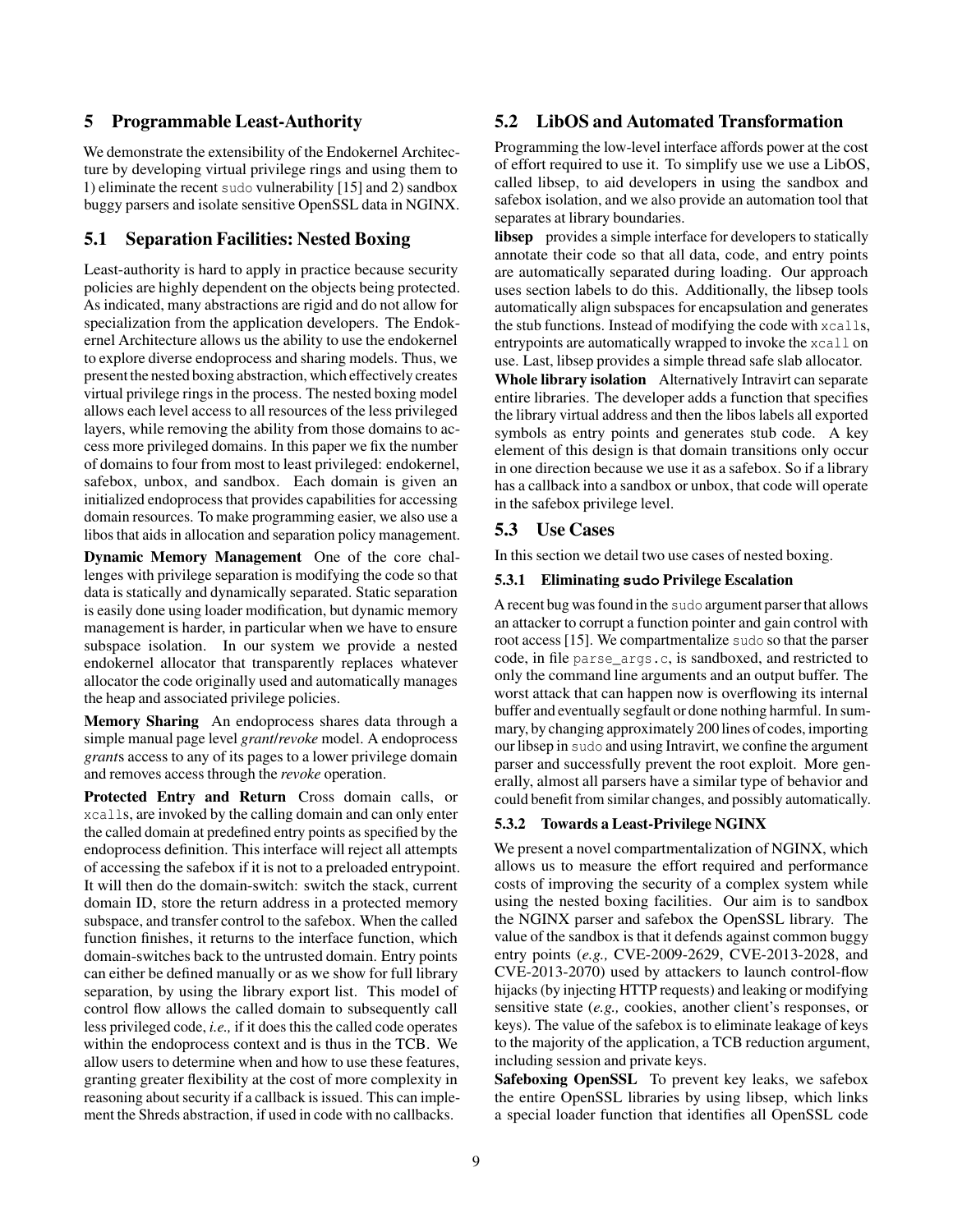## 5 Programmable Least-Authority

We demonstrate the extensibility of the Endokernel Architecture by developing virtual privilege rings and using them to 1) eliminate the recent `sudo` vulnerability [15] and 2) sandbox buggy parsers and isolate sensitive OpenSSL data in NGINX.

### 5.1 Separation Facilities: Nested Boxing

Least-authority is hard to apply in practice because security policies are highly dependent on the objects being protected. As indicated, many abstractions are rigid and do not allow for specialization from the application developers. The Endokernel Architecture allows us the ability to use the endokernel to explore diverse endoprocess and sharing models. Thus, we present the nested boxing abstraction, which effectively creates virtual privilege rings in the process. The nested boxing model allows each level access to all resources of the less privileged layers, while removing the ability from those domains to access more privileged domains. In this paper we fix the number of domains to four from most to least privileged: endokernel, safebox, unbox, and sandbox. Each domain is given an initialized endoprocess that provides capabilities for accessing domain resources. To make programming easier, we also use a libos that aids in allocation and separation policy management.

**Dynamic Memory Management** One of the core challenges with privilege separation is modifying the code so that data is statically and dynamically separated. Static separation is easily done using loader modification, but dynamic memory management is harder, in particular when we have to ensure subspace isolation. In our system we provide a nested endokernel allocator that transparently replaces whatever allocator the code originally used and automatically manages the heap and associated privilege policies.

**Memory Sharing** An endoprocess shares data through a simple manual page level *grant*/*revoke* model. A endoprocess *grant*s access to any of its pages to a lower privilege domain and removes access through the *revoke* operation.

**Protected Entry and Return** Cross domain calls, or `xcall`s, are invoked by the calling domain and can only enter the called domain at predefined entry points as specified by the endoprocess definition. This interface will reject all attempts of accessing the safebox if it is not to a preloaded entrypoint. It will then do the domain-switch: switch the stack, current domain ID, store the return address in a protected memory subspace, and transfer control to the safebox. When the called function finishes, it returns to the interface function, which domain-switches back to the untrusted domain. Entry points can either be defined manually or as we show for full library separation, by using the library export list. This model of control flow allows the called domain to subsequently call less privileged code, *i.e.,* if it does this the called code operates within the endoprocess context and is thus in the TCB. We allow users to determine when and how to use these features, granting greater flexibility at the cost of more complexity in reasoning about security if a callback is issued. This can implement the Shreds abstraction, if used in code with no callbacks.

### 5.2 LibOS and Automated Transformation

Programming the low-level interface affords power at the cost of effort required to use it. To simplify use we use a LibOS, called libsep, to aid developers in using the sandbox and safebox isolation, and we also provide an automation tool that separates at library boundaries.

**libsep** provides a simple interface for developers to statically annotate their code so that all data, code, and entry points are automatically separated during loading. Our approach uses section labels to do this. Additionally, the libsep tools automatically align subspaces for encapsulation and generates the stub functions. Instead of modifying the code with `xcall`s, entrypoints are automatically wrapped to invoke the `xcall` on use. Last, libsep provides a simple thread safe slab allocator.

**Whole library isolation** Alternatively Intravirt can separate entire libraries. The developer adds a function that specifies the library virtual address and then the libos labels all exported symbols as entry points and generates stub code. A key element of this design is that domain transitions only occur in one direction because we use it as a safebox. So if a library has a callback into a sandbox or unbox, that code will operate in the safebox privilege level.

### 5.3 Use Cases

In this section we detail two use cases of nested boxing.

#### 5.3.1 Eliminating `sudo` Privilege Escalation

A recent bug was found in the `sudo` argument parser that allows an attacker to corrupt a function pointer and gain control with root access [15]. We compartmentalize `sudo` so that the parser code, in file `parse_args.c`, is sandboxed, and restricted to only the command line arguments and an output buffer. The worst attack that can happen now is overflowing its internal buffer and eventually segfault or done nothing harmful. In summary, by changing approximately 200 lines of codes, importing our libsep in `sudo` and using Intravirt, we confine the argument parser and successfully prevent the root exploit. More generally, almost all parsers have a similar type of behavior and could benefit from similar changes, and possibly automatically.

#### 5.3.2 Towards a Least-Privilege NGINX

We present a novel compartmentalization of NGINX, which allows us to measure the effort required and performance costs of improving the security of a complex system while using the nested boxing facilities. Our aim is to sandbox the NGINX parser and safebox the OpenSSL library. The value of the sandbox is that it defends against common buggy entry points (*e.g.,* CVE-2009-2629, CVE-2013-2028, and CVE-2013-2070) used by attackers to launch control-flow hijacks (by injecting HTTP requests) and leaking or modifying sensitive state (*e.g.,* cookies, another client's responses, or keys). The value of the safebox is to eliminate leakage of keys to the majority of the application, a TCB reduction argument, including session and private keys.

**Safeboxing OpenSSL** To prevent key leaks, we safebox the entire OpenSSL libraries by using libsep, which links a special loader function that identifies all OpenSSL code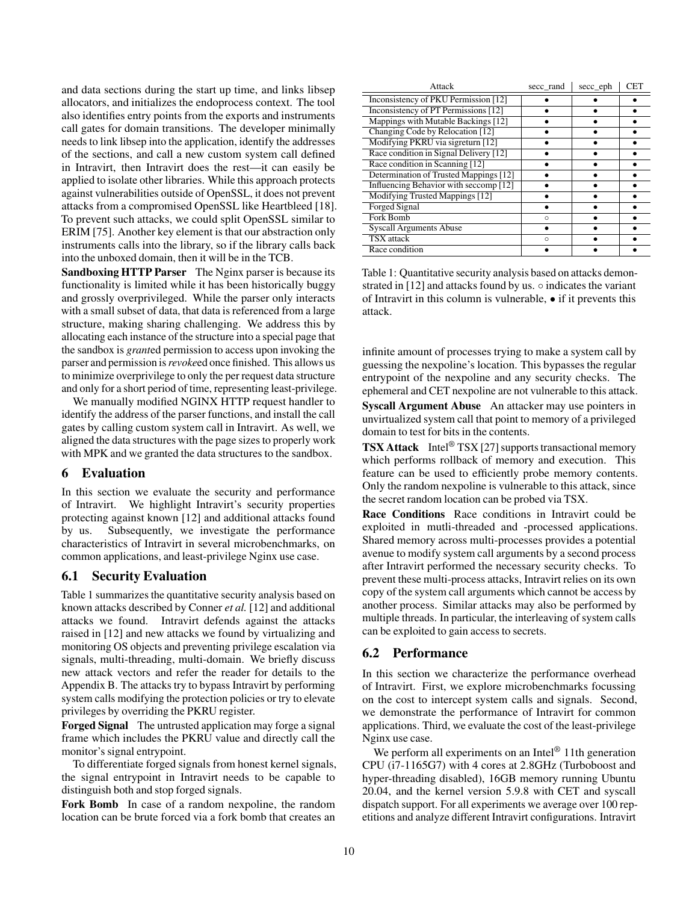and data sections during the start up time, and links libsep allocators, and initializes the endoprocess context. The tool also identifies entry points from the exports and instruments call gates for domain transitions. The developer minimally needs to link libsep into the application, identify the addresses of the sections, and call a new custom system call defined in Intravirt, then Intravirt does the rest—it can easily be applied to isolate other libraries. While this approach protects against vulnerabilities outside of OpenSSL, it does not prevent attacks from a compromised OpenSSL like Heartbleed [18]. To prevent such attacks, we could split OpenSSL similar to ERIM [75]. Another key element is that our abstraction only instruments calls into the library, so if the library calls back into the unboxed domain, then it will be in the TCB.

**Sandboxing HTTP Parser** The Nginx parser is because its functionality is limited while it has been historically buggy and grossly overprivileged. While the parser only interacts with a small subset of data, that data is referenced from a large structure, making sharing challenging. We address this by allocating each instance of the structure into a special page that the sandbox is *grant*ed permission to access upon invoking the parser and permission is *revoke*ed once finished. This allows us to minimize overprivilege to only the per request data structure and only for a short period of time, representing least-privilege.

We manually modified NGINX HTTP request handler to identify the address of the parser functions, and install the call gates by calling custom system call in Intravirt. As well, we aligned the data structures with the page sizes to properly work with MPK and we granted the data structures to the sandbox.

## 6 Evaluation

In this section we evaluate the security and performance of Intravirt. We highlight Intravirt's security properties protecting against known [12] and additional attacks found by us. Subsequently, we investigate the performance characteristics of Intravirt in several microbenchmarks, on common applications, and least-privilege Nginx use case.

### 6.1 Security Evaluation

Table 1 summarizes the quantitative security analysis based on known attacks described by Conner *et al.* [12] and additional attacks we found. Intravirt defends against the attacks raised in [12] and new attacks we found by virtualizing and monitoring OS objects and preventing privilege escalation via signals, multi-threading, multi-domain. We briefly discuss new attack vectors and refer the reader for details to the Appendix B. The attacks try to bypass Intravirt by performing system calls modifying the protection policies or try to elevate privileges by overriding the PKRU register.

| Attack | secc_rand | secc_eph | CET |
|---|---|---|---|
| Inconsistency of PKU Permission [12] | • | • | • |
| Inconsistency of PT Permissions [12] | • | • | • |
| Mappings with Mutable Backings [12] | • | • | • |
| Changing Code by Relocation [12] | • | • | • |
| Modifying PKRU via sigreturn [12] | • | • | • |
| Race condition in Signal Delivery [12] | • | • | • |
| Race condition in Scanning [12] | • | • | • |
| Determination of Trusted Mappings [12] | • | • | • |
| Influencing Behavior with seccomp [12] | • | • | • |
| Modifying Trusted Mappings [12] | • | • | • |
| Forged Signal | • | • | • |
| Fork Bomb | ○ | • | • |
| Syscall Arguments Abuse | • | • | • |
| TSX attack | ○ | • | • |
| Race condition | • | • | • |

Table 1: Quantitative security analysis based on attacks demonstrated in [12] and attacks found by us. ○ indicates the variant of Intravirt in this column is vulnerable, • if it prevents this attack.

**Forged Signal** The untrusted application may forge a signal frame which includes the PKRU value and directly call the monitor's signal entrypoint.

To differentiate forged signals from honest kernel signals, the signal entrypoint in Intravirt needs to be capable to distinguish both and stop forged signals.

**Fork Bomb** In case of a random nexpoline, the random location can be brute forced via a fork bomb that creates an infinite amount of processes trying to make a system call by guessing the nexpoline's location. This bypasses the regular entrypoint of the nexpoline and any security checks. The ephemeral and CET nexpoline are not vulnerable to this attack.

**Syscall Argument Abuse** An attacker may use pointers in unvirtualized system call that point to memory of a privileged domain to test for bits in the contents.

**TSX Attack** Intel® TSX [27] supports transactional memory which performs rollback of memory and execution. This feature can be used to efficiently probe memory contents. Only the random nexpoline is vulnerable to this attack, since the secret random location can be probed via TSX.

**Race Conditions** Race conditions in Intravirt could be exploited in mutli-threaded and -processed applications. Shared memory across multi-processes provides a potential avenue to modify system call arguments by a second process after Intravirt performed the necessary security checks. To prevent these multi-process attacks, Intravirt relies on its own copy of the system call arguments which cannot be access by another process. Similar attacks may also be performed by multiple threads. In particular, the interleaving of system calls can be exploited to gain access to secrets.

### 6.2 Performance

In this section we characterize the performance overhead of Intravirt. First, we explore microbenchmarks focussing on the cost to intercept system calls and signals. Second, we demonstrate the performance of Intravirt for common applications. Third, we evaluate the cost of the least-privilege Nginx use case.

We perform all experiments on an Intel® 11th generation CPU (i7-1165G7) with 4 cores at 2.8GHz (Turboboost and hyper-threading disabled), 16GB memory running Ubuntu 20.04, and the kernel version 5.9.8 with CET and syscall dispatch support. For all experiments we average over 100 repetitions and analyze different Intravirt configurations. Intravirt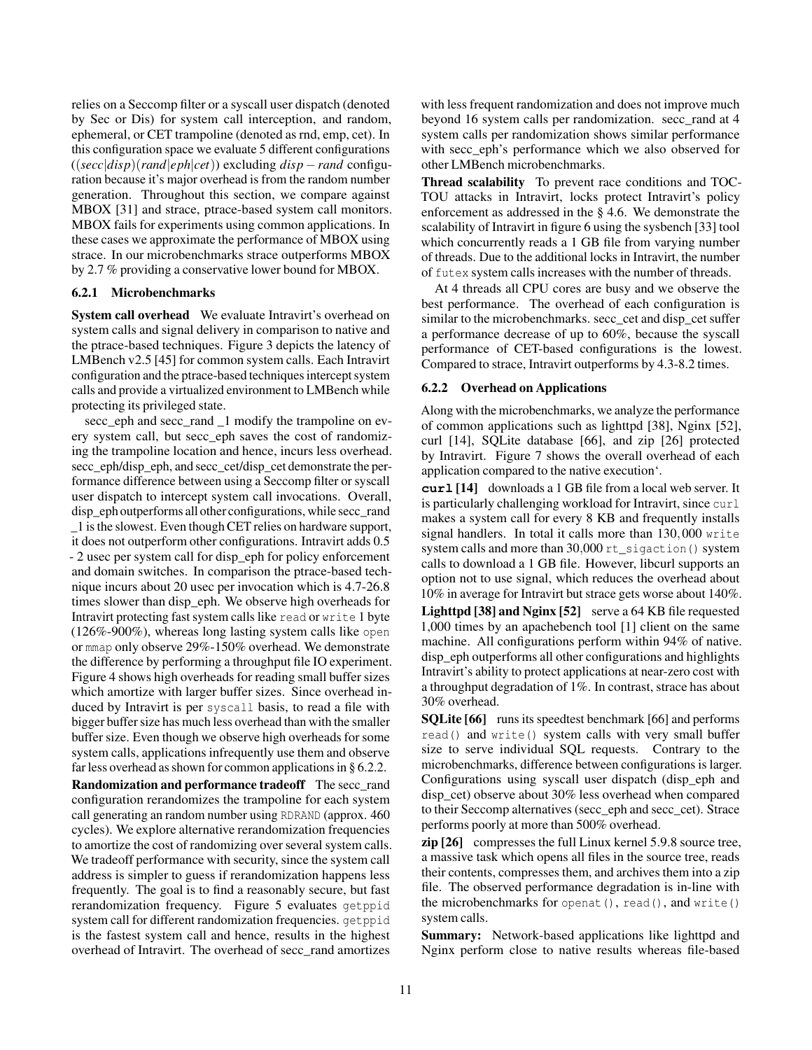relies on a Seccomp filter or a syscall user dispatch (denoted by Sec or Dis) for system call interception, and random, ephemeral, or CET trampoline (denoted as rnd, emp, cet). In this configuration space we evaluate 5 different configurations $((secc|disp)(rand|eph|cet))$ excluding $disp - rand$ configuration because it's major overhead is from the random number generation. Throughout this section, we compare against MBOX [31] and strace, ptrace-based system call monitors. MBOX fails for experiments using common applications. In these cases we approximate the performance of MBOX using strace. In our microbenchmarks strace outperforms MBOX by 2.7 % providing a conservative lower bound for MBOX.

### 6.2.1 Microbenchmarks

**System call overhead** We evaluate Intravirt's overhead on system calls and signal delivery in comparison to native and the ptrace-based techniques. Figure 3 depicts the latency of LMBench v2.5 [45] for common system calls. Each Intravirt configuration and the ptrace-based techniques intercept system calls and provide a virtualized environment to LMBench while protecting its privileged state.

secc_eph and secc_rand _1 modify the trampoline on every system call, but secc_eph saves the cost of randomizing the trampoline location and hence, incurs less overhead. secc_eph/disp_eph, and secc_cet/disp_cet demonstrate the performance difference between using a Seccomp filter or syscall user dispatch to intercept system call invocations. Overall, disp_eph outperforms all other configurations, while secc_rand _1 is the slowest. Even though CET relies on hardware support, it does not outperform other configurations. Intravirt adds 0.5 - 2 usec per system call for disp_eph for policy enforcement and domain switches. In comparison the ptrace-based technique incurs about 20 usec per invocation which is 4.7-26.8 times slower than disp_eph. We observe high overheads for Intravirt protecting fast system calls like `read` or `write` 1 byte (126%-900%), whereas long lasting system calls like `open` or `mmap` only observe 29%-150% overhead. We demonstrate the difference by performing a throughput file IO experiment. Figure 4 shows high overheads for reading small buffer sizes which amortize with larger buffer sizes. Since overhead induced by Intravirt is per `syscall` basis, to read a file with bigger buffer size has much less overhead than with the smaller buffer size. Even though we observe high overheads for some system calls, applications infrequently use them and observe far less overhead as shown for common applications in § 6.2.2.

**Randomization and performance tradeoff** The secc_rand configuration rerandomizes the trampoline for each system call generating an random number using `RDRAND` (approx. 460 cycles). We explore alternative rerandomization frequencies to amortize the cost of randomizing over several system calls. We tradeoff performance with security, since the system call address is simpler to guess if rerandomization happens less frequently. The goal is to find a reasonably secure, but fast rerandomization frequency. Figure 5 evaluates `getppid` system call for different randomization frequencies. `getppid` is the fastest system call and hence, results in the highest overhead of Intravirt. The overhead of secc_rand amortizes with less frequent randomization and does not improve much beyond 16 system calls per randomization. secc_rand at 4 system calls per randomization shows similar performance with secc_eph's performance which we also observed for other LMBench microbenchmarks.

**Thread scalability** To prevent race conditions and TOCTOU attacks in Intravirt, locks protect Intravirt's policy enforcement as addressed in the § 4.6. We demonstrate the scalability of Intravirt in figure 6 using the sysbench [33] tool which concurrently reads a 1 GB file from varying number of threads. Due to the additional locks in Intravirt, the number of `futex` system calls increases with the number of threads.

At 4 threads all CPU cores are busy and we observe the best performance. The overhead of each configuration is similar to the microbenchmarks. secc_cet and disp_cet suffer a performance decrease of up to 60%, because the syscall performance of CET-based configurations is the lowest. Compared to strace, Intravirt outperforms by 4.3-8.2 times.

### 6.2.2 Overhead on Applications

Along with the microbenchmarks, we analyze the performance of common applications such as lighttpd [38], Nginx [52], curl [14], SQLite database [66], and zip [26] protected by Intravirt. Figure 7 shows the overall overhead of each application compared to the native execution'.

**`curl` [14]** downloads a 1 GB file from a local web server. It is particularly challenging workload for Intravirt, since `curl` makes a system call for every 8 KB and frequently installs signal handlers. In total it calls more than 130,000 `write` system calls and more than 30,000 `rt_sigaction()` system calls to download a 1 GB file. However, libcurl supports an option not to use signal, which reduces the overhead about 10% in average for Intravirt but strace gets worse about 140%.

**Lighttpd [38] and Nginx [52]** serve a 64 KB file requested 1,000 times by an apachebench tool [1] client on the same machine. All configurations perform within 94% of native. disp_eph outperforms all other configurations and highlights Intravirt's ability to protect applications at near-zero cost with a throughput degradation of 1%. In contrast, strace has about 30% overhead.

**SQLite [66]** runs its speedtest benchmark [66] and performs `read()` and `write()` system calls with very small buffer size to serve individual SQL requests. Contrary to the microbenchmarks, difference between configurations is larger. Configurations using syscall user dispatch (disp_eph and disp_cet) observe about 30% less overhead when compared to their Seccomp alternatives (secc_eph and secc_cet). Strace performs poorly at more than 500% overhead.

**zip [26]** compresses the full Linux kernel 5.9.8 source tree, a massive task which opens all files in the source tree, reads their contents, compresses them, and archives them into a zip file. The observed performance degradation is in-line with the microbenchmarks for `openat()`, `read()`, and `write()` system calls.

**Summary:** Network-based applications like lighttpd and Nginx perform close to native results whereas file-based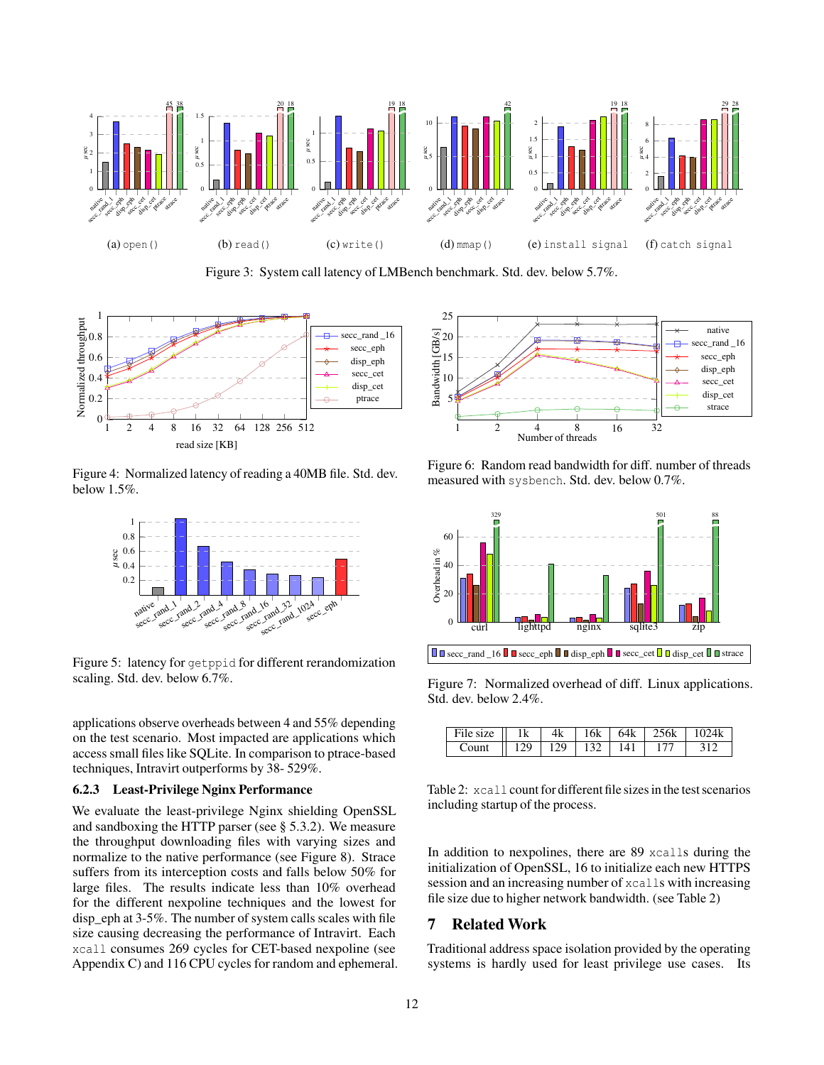(a) open()

(b) read()

(c) write()

(d) mmap()

(e) install signal

(f) catch signal

Figure 3: System call latency of LMBench benchmark. Std. dev. below 5.7%.

Figure 4: Normalized latency of reading a 40MB file. Std. dev. below 1.5%.

Figure 6: Random read bandwidth for diff. number of threads measured with sysbench. Std. dev. below 0.7%.

Figure 5: latency for getppid for different rerandomization scaling. Std. dev. below 6.7%.

Figure 7: Normalized overhead of diff. Linux applications. Std. dev. below 2.4%.

applications observe overheads between 4 and 55% depending on the test scenario. Most impacted are applications which access small files like SQLite. In comparison to ptrace-based techniques, Intravirt outperforms by 38- 529%.

### 6.2.3 Least-Privilege Nginx Performance

We evaluate the least-privilege Nginx shielding OpenSSL and sandboxing the HTTP parser (see § 5.3.2). We measure the throughput downloading files with varying sizes and normalize to the native performance (see Figure 8). Strace suffers from its interception costs and falls below 50% for large files. The results indicate less than 10% overhead for the different nexpoline techniques and the lowest for disp_eph at 3-5%. The number of system calls scales with file size causing decreasing the performance of Intravirt. Each xcall consumes 269 cycles for CET-based nexpoline (see Appendix C) and 116 CPU cycles for random and ephemeral.

| File size | 1k | 4k | 16k | 64k | 256k | 1024k |
|---|---|---|---|---|---|---|
| Count | 129 | 129 | 132 | 141 | 177 | 312 |

Table 2: xcall count for different file sizes in the test scenarios including startup of the process.

In addition to nexpolines, there are 89 xcalls during the initialization of OpenSSL, 16 to initialize each new HTTPS session and an increasing number of xcalls with increasing file size due to higher network bandwidth. (see Table 2)

## 7 Related Work

Traditional address space isolation provided by the operating systems is hardly used for least privilege use cases. Its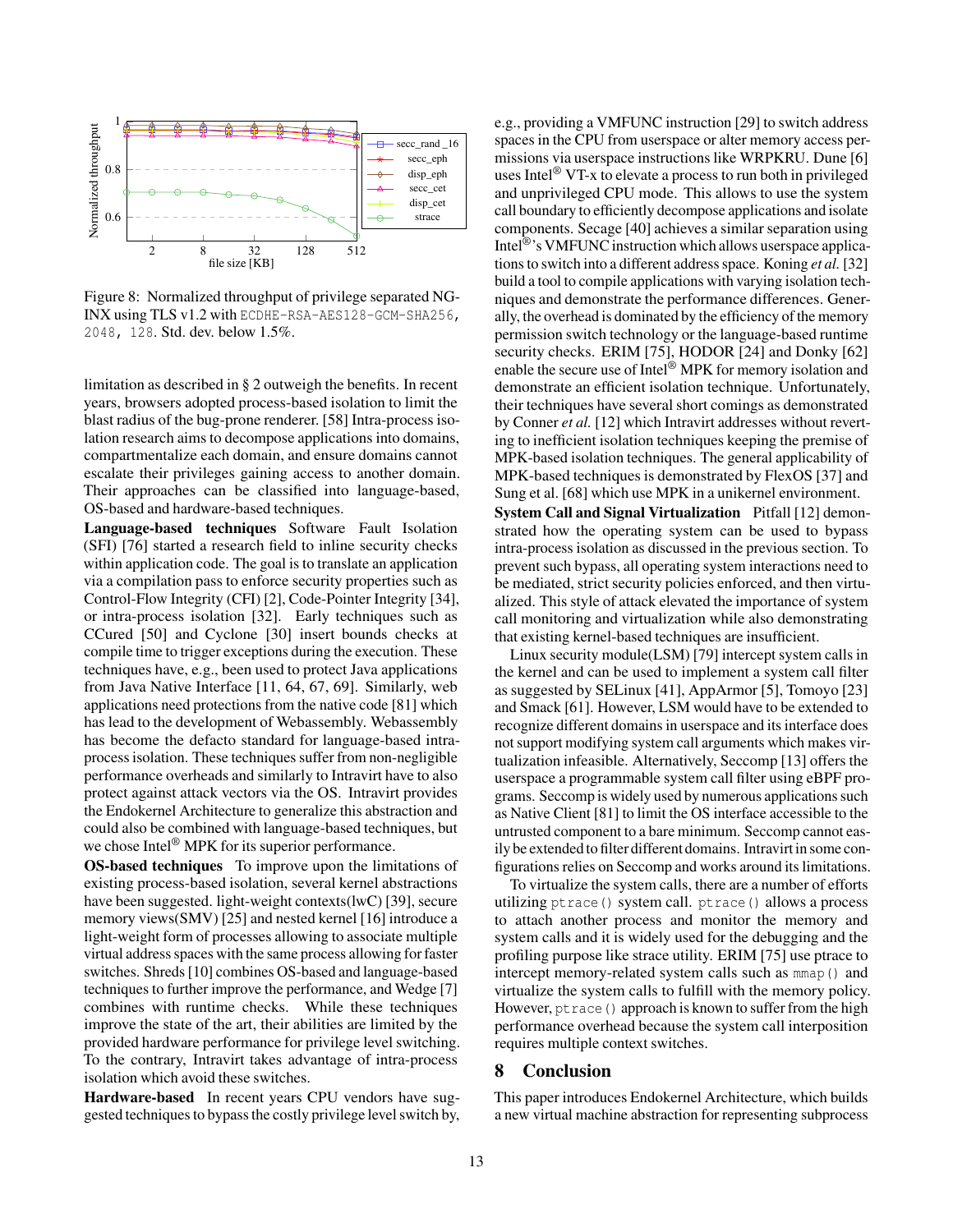Normalized throughput

1

0.8

0.6

2

8

32

128

512

file size [KB]

secc_rand _16

secc_eph

disp_eph

secc_cet

disp_cet

strace

Figure 8: Normalized throughput of privilege separated NGINX using TLS v1.2 with `ECDHE-RSA-AES128-GCM-SHA256, 2048, 128`. Std. dev. below 1.5%.

limitation as described in § 2 outweigh the benefits. In recent years, browsers adopted process-based isolation to limit the blast radius of the bug-prone renderer. [58] Intra-process isolation research aims to decompose applications into domains, compartmentalize each domain, and ensure domains cannot escalate their privileges gaining access to another domain. Their approaches can be classified into language-based, OS-based and hardware-based techniques.

**Language-based techniques** Software Fault Isolation (SFI) [76] started a research field to inline security checks within application code. The goal is to translate an application via a compilation pass to enforce security properties such as Control-Flow Integrity (CFI) [2], Code-Pointer Integrity [34], or intra-process isolation [32]. Early techniques such as CCured [50] and Cyclone [30] insert bounds checks at compile time to trigger exceptions during the execution. These techniques have, e.g., been used to protect Java applications from Java Native Interface [11, 64, 67, 69]. Similarly, web applications need protections from the native code [81] which has lead to the development of Webassembly. Webassembly has become the defacto standard for language-based intra-process isolation. These techniques suffer from non-negligible performance overheads and similarly to Intravirt have to also protect against attack vectors via the OS. Intravirt provides the Endokernel Architecture to generalize this abstraction and could also be combined with language-based techniques, but we chose Intel® MPK for its superior performance.

**OS-based techniques** To improve upon the limitations of existing process-based isolation, several kernel abstractions have been suggested. light-weight contexts(lwC) [39], secure memory views(SMV) [25] and nested kernel [16] introduce a light-weight form of processes allowing to associate multiple virtual address spaces with the same process allowing for faster switches. Shreds [10] combines OS-based and language-based techniques to further improve the performance, and Wedge [7] combines with runtime checks. While these techniques improve the state of the art, their abilities are limited by the provided hardware performance for privilege level switching. To the contrary, Intravirt takes advantage of intra-process isolation which avoid these switches.

**Hardware-based** In recent years CPU vendors have suggested techniques to bypass the costly privilege level switch by, e.g., providing a VMFUNC instruction [29] to switch address spaces in the CPU from userspace or alter memory access permissions via userspace instructions like WRPKRU. Dune [6] uses Intel® VT-x to elevate a process to run both in privileged and unprivileged CPU mode. This allows to use the system call boundary to efficiently decompose applications and isolate components. Secage [40] achieves a similar separation using Intel®'s VMFUNC instruction which allows userspace applications to switch into a different address space. Koning *et al.* [32] build a tool to compile applications with varying isolation techniques and demonstrate the performance differences. Generally, the overhead is dominated by the efficiency of the memory permission switch technology or the language-based runtime security checks. ERIM [75], HODOR [24] and Donky [62] enable the secure use of Intel® MPK for memory isolation and demonstrate an efficient isolation technique. Unfortunately, their techniques have several short comings as demonstrated by Conner *et al.* [12] which Intravirt addresses without reverting to inefficient isolation techniques keeping the premise of MPK-based isolation techniques. The general applicability of MPK-based techniques is demonstrated by FlexOS [37] and Sung et al. [68] which use MPK in a unikernel environment.

**System Call and Signal Virtualization** Pitfall [12] demonstrated how the operating system can be used to bypass intra-process isolation as discussed in the previous section. To prevent such bypass, all operating system interactions need to be mediated, strict security policies enforced, and then virtualized. This style of attack elevated the importance of system call monitoring and virtualization while also demonstrating that existing kernel-based techniques are insufficient.

Linux security module(LSM) [79] intercept system calls in the kernel and can be used to implement a system call filter as suggested by SELinux [41], AppArmor [5], Tomoyo [23] and Smack [61]. However, LSM would have to be extended to recognize different domains in userspace and its interface does not support modifying system call arguments which makes virtualization infeasible. Alternatively, Seccomp [13] offers the userspace a programmable system call filter using eBPF programs. Seccomp is widely used by numerous applications such as Native Client [81] to limit the OS interface accessible to the untrusted component to a bare minimum. Seccomp cannot easily be extended to filter different domains. Intravirt in some configurations relies on Seccomp and works around its limitations.

To virtualize the system calls, there are a number of efforts utilizing `ptrace()` system call. `ptrace()` allows a process to attach another process and monitor the memory and system calls and it is widely used for the debugging and the profiling purpose like strace utility. ERIM [75] use ptrace to intercept memory-related system calls such as `mmap()` and virtualize the system calls to fulfill with the memory policy. However, `ptrace()` approach is known to suffer from the high performance overhead because the system call interposition requires multiple context switches.

## 8 Conclusion

This paper introduces Endokernel Architecture, which builds a new virtual machine abstraction for representing subprocess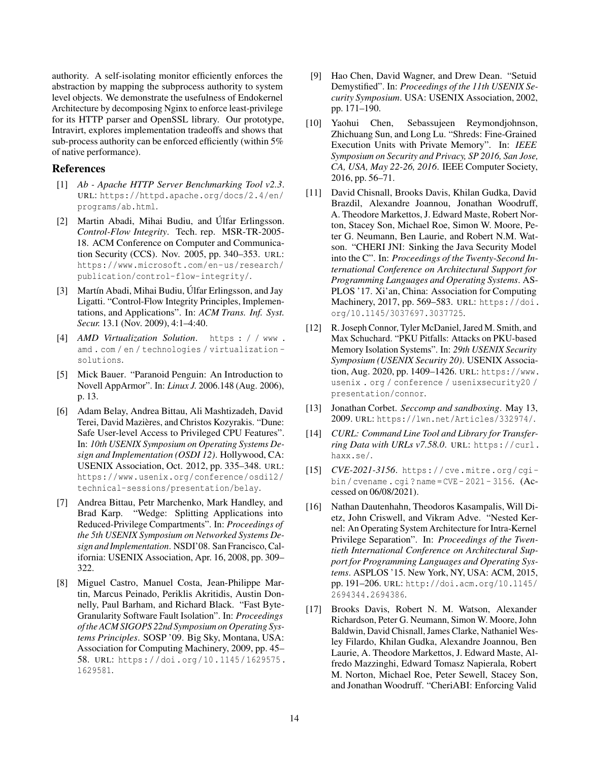authority. A self-isolating monitor efficiently enforces the abstraction by mapping the subprocess authority to system level objects. We demonstrate the usefulness of Endokernel Architecture by decomposing Nginx to enforce least-privilege for its HTTP parser and OpenSSL library. Our prototype, Intravirt, explores implementation tradeoffs and shows that sub-process authority can be enforced efficiently (within 5% of native performance).

## References

[1] *Ab - Apache HTTP Server Benchmarking Tool v2.3*. URL: https://httpd.apache.org/docs/2.4/en/programs/ab.html.

[2] Martin Abadi, Mihai Budiu, and Úlfar Erlingsson. *Control-Flow Integrity*. Tech. rep. MSR-TR-2005-18. ACM Conference on Computer and Communication Security (CCS). Nov. 2005, pp. 340–353. URL: https://www.microsoft.com/en-us/research/publication/control-flow-integrity/.

[3] Martín Abadi, Mihai Budiu, Úlfar Erlingsson, and Jay Ligatti. "Control-Flow Integrity Principles, Implementations, and Applications". In: *ACM Trans. Inf. Syst. Secur.* 13.1 (Nov. 2009), 4:1–4:40.

[4] *AMD Virtualization Solution*. https://www.amd.com/en/technologies/virtualization-solutions.

[5] Mick Bauer. "Paranoid Penguin: An Introduction to Novell AppArmor". In: *Linux J.* 2006.148 (Aug. 2006), p. 13.

[6] Adam Belay, Andrea Bittau, Ali Mashtizadeh, David Terei, David Mazières, and Christos Kozyrakis. "Dune: Safe User-level Access to Privileged CPU Features". In: *10th USENIX Symposium on Operating Systems Design and Implementation (OSDI 12)*. Hollywood, CA: USENIX Association, Oct. 2012, pp. 335–348. URL: https://www.usenix.org/conference/osdi12/technical-sessions/presentation/belay.

[7] Andrea Bittau, Petr Marchenko, Mark Handley, and Brad Karp. "Wedge: Splitting Applications into Reduced-Privilege Compartments". In: *Proceedings of the 5th USENIX Symposium on Networked Systems Design and Implementation*. NSDI'08. San Francisco, California: USENIX Association, Apr. 16, 2008, pp. 309–322.

[8] Miguel Castro, Manuel Costa, Jean-Philippe Martin, Marcus Peinado, Periklis Akritidis, Austin Donnelly, Paul Barham, and Richard Black. "Fast Byte-Granularity Software Fault Isolation". In: *Proceedings of the ACM SIGOPS 22nd Symposium on Operating Systems Principles*. SOSP '09. Big Sky, Montana, USA: Association for Computing Machinery, 2009, pp. 45–58. URL: https://doi.org/10.1145/1629575.1629581.

[9] Hao Chen, David Wagner, and Drew Dean. "Setuid Demystified". In: *Proceedings of the 11th USENIX Security Symposium*. USA: USENIX Association, 2002, pp. 171–190.

[10] Yaohui Chen, Sebassujeen Reymondjohnson, Zhichuang Sun, and Long Lu. "Shreds: Fine-Grained Execution Units with Private Memory". In: *IEEE Symposium on Security and Privacy, SP 2016, San Jose, CA, USA, May 22-26, 2016*. IEEE Computer Society, 2016, pp. 56–71.

[11] David Chisnall, Brooks Davis, Khilan Gudka, David Brazdil, Alexandre Joannou, Jonathan Woodruff, A. Theodore Markettos, J. Edward Maste, Robert Norton, Stacey Son, Michael Roe, Simon W. Moore, Peter G. Neumann, Ben Laurie, and Robert N.M. Watson. "CHERI JNI: Sinking the Java Security Model into the C". In: *Proceedings of the Twenty-Second International Conference on Architectural Support for Programming Languages and Operating Systems*. ASPLOS '17. Xi'an, China: Association for Computing Machinery, 2017, pp. 569–583. URL: https://doi.org/10.1145/3037697.3037725.

[12] R. Joseph Connor, Tyler McDaniel, Jared M. Smith, and Max Schuchard. "PKU Pitfalls: Attacks on PKU-based Memory Isolation Systems". In: *29th USENIX Security Symposium (USENIX Security 20)*. USENIX Association, Aug. 2020, pp. 1409–1426. URL: https://www.usenix.org/conference/usenixsecurity20/presentation/connor.

[13] Jonathan Corbet. *Seccomp and sandboxing*. May 13, 2009. URL: https://lwn.net/Articles/332974/.

[14] *CURL: Command Line Tool and Library for Transferring Data with URLs v7.58.0*. URL: https://curl.haxx.se/.

[15] *CVE-2021-3156*. https://cve.mitre.org/cgi-bin/cvename.cgi?name=CVE-2021-3156. (Accessed on 06/08/2021).

[16] Nathan Dautenhahn, Theodoros Kasampalis, Will Dietz, John Criswell, and Vikram Adve. "Nested Kernel: An Operating System Architecture for Intra-Kernel Privilege Separation". In: *Proceedings of the Twentieth International Conference on Architectural Support for Programming Languages and Operating Systems*. ASPLOS '15. New York, NY, USA: ACM, 2015, pp. 191–206. URL: http://doi.acm.org/10.1145/2694344.2694386.

[17] Brooks Davis, Robert N. M. Watson, Alexander Richardson, Peter G. Neumann, Simon W. Moore, John Baldwin, David Chisnall, James Clarke, Nathaniel Wesley Filardo, Khilan Gudka, Alexandre Joannou, Ben Laurie, A. Theodore Markettos, J. Edward Maste, Alfredo Mazzinghi, Edward Tomasz Napierala, Robert M. Norton, Michael Roe, Peter Sewell, Stacey Son, and Jonathan Woodruff. "CheriABI: Enforcing Valid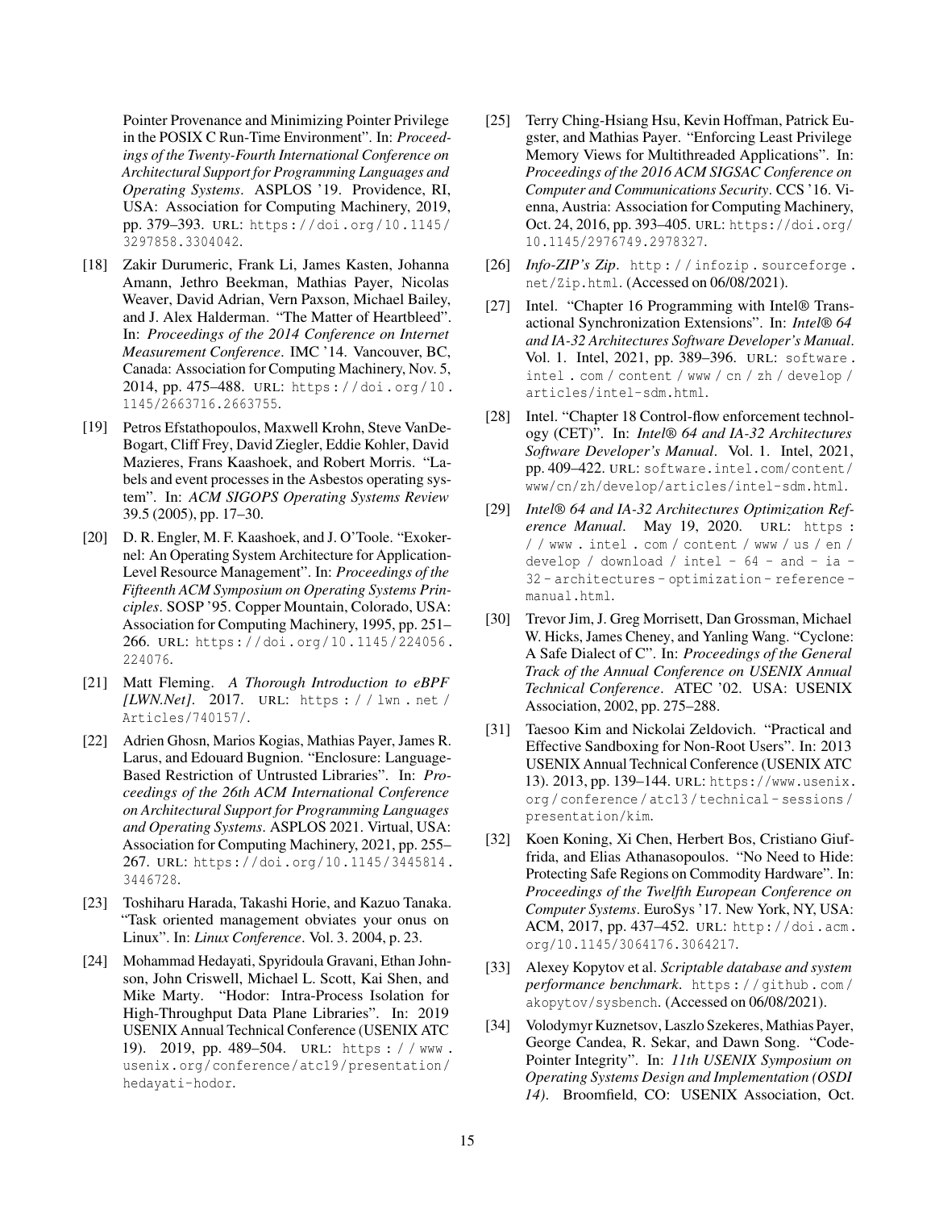Pointer Provenance and Minimizing Pointer Privilege in the POSIX C Run-Time Environment". In: *Proceedings of the Twenty-Fourth International Conference on Architectural Support for Programming Languages and Operating Systems*. ASPLOS '19. Providence, RI, USA: Association for Computing Machinery, 2019, pp. 379–393. URL: https://doi.org/10.1145/3297858.3304042.

[18] Zakir Durumeric, Frank Li, James Kasten, Johanna Amann, Jethro Beekman, Mathias Payer, Nicolas Weaver, David Adrian, Vern Paxson, Michael Bailey, and J. Alex Halderman. "The Matter of Heartbleed". In: *Proceedings of the 2014 Conference on Internet Measurement Conference*. IMC '14. Vancouver, BC, Canada: Association for Computing Machinery, Nov. 5, 2014, pp. 475–488. URL: https://doi.org/10.1145/2663716.2663755.

[19] Petros Efstathopoulos, Maxwell Krohn, Steve VanDeBogart, Cliff Frey, David Ziegler, Eddie Kohler, David Mazieres, Frans Kaashoek, and Robert Morris. "Labels and event processes in the Asbestos operating system". In: *ACM SIGOPS Operating Systems Review* 39.5 (2005), pp. 17–30.

[20] D. R. Engler, M. F. Kaashoek, and J. O'Toole. "Exokernel: An Operating System Architecture for Application-Level Resource Management". In: *Proceedings of the Fifteenth ACM Symposium on Operating Systems Principles*. SOSP '95. Copper Mountain, Colorado, USA: Association for Computing Machinery, 1995, pp. 251–266. URL: https://doi.org/10.1145/224056.224076.

[21] Matt Fleming. *A Thorough Introduction to eBPF [LWN.Net]*. 2017. URL: https://lwn.net/Articles/740157/.

[22] Adrien Ghosn, Marios Kogias, Mathias Payer, James R. Larus, and Edouard Bugnion. "Enclosure: Language-Based Restriction of Untrusted Libraries". In: *Proceedings of the 26th ACM International Conference on Architectural Support for Programming Languages and Operating Systems*. ASPLOS 2021. Virtual, USA: Association for Computing Machinery, 2021, pp. 255–267. URL: https://doi.org/10.1145/3445814.3446728.

[23] Toshiharu Harada, Takashi Horie, and Kazuo Tanaka. "Task oriented management obviates your onus on Linux". In: *Linux Conference*. Vol. 3. 2004, p. 23.

[24] Mohammad Hedayati, Spyridoula Gravani, Ethan Johnson, John Criswell, Michael L. Scott, Kai Shen, and Mike Marty. "Hodor: Intra-Process Isolation for High-Throughput Data Plane Libraries". In: 2019 USENIX Annual Technical Conference (USENIX ATC 19). 2019, pp. 489–504. URL: https://www.usenix.org/conference/atc19/presentation/hedayati-hodor.

[25] Terry Ching-Hsiang Hsu, Kevin Hoffman, Patrick Eugster, and Mathias Payer. "Enforcing Least Privilege Memory Views for Multithreaded Applications". In: *Proceedings of the 2016 ACM SIGSAC Conference on Computer and Communications Security*. CCS '16. Vienna, Austria: Association for Computing Machinery, Oct. 24, 2016, pp. 393–405. URL: https://doi.org/10.1145/2976749.2978327.

[26] *Info-ZIP's Zip*. http://infozip.sourceforge.net/Zip.html. (Accessed on 06/08/2021).

[27] Intel. "Chapter 16 Programming with Intel® Transactional Synchronization Extensions". In: *Intel® 64 and IA-32 Architectures Software Developer's Manual*. Vol. 1. Intel, 2021, pp. 389–396. URL: software.intel.com/content/www/cn/zh/develop/articles/intel-sdm.html.

[28] Intel. "Chapter 18 Control-flow enforcement technology (CET)". In: *Intel® 64 and IA-32 Architectures Software Developer's Manual*. Vol. 1. Intel, 2021, pp. 409–422. URL: software.intel.com/content/www/cn/zh/develop/articles/intel-sdm.html.

[29] *Intel® 64 and IA-32 Architectures Optimization Reference Manual*. May 19, 2020. URL: https://www.intel.com/content/www/us/en/develop/download/intel-64-and-ia-32-architectures-optimization-reference-manual.html.

[30] Trevor Jim, J. Greg Morrisett, Dan Grossman, Michael W. Hicks, James Cheney, and Yanling Wang. "Cyclone: A Safe Dialect of C". In: *Proceedings of the General Track of the Annual Conference on USENIX Annual Technical Conference*. ATEC '02. USA: USENIX Association, 2002, pp. 275–288.

[31] Taesoo Kim and Nickolai Zeldovich. "Practical and Effective Sandboxing for Non-Root Users". In: 2013 USENIX Annual Technical Conference (USENIX ATC 13). 2013, pp. 139–144. URL: https://www.usenix.org/conference/atc13/technical-sessions/presentation/kim.

[32] Koen Koning, Xi Chen, Herbert Bos, Cristiano Giuffrida, and Elias Athanasopoulos. "No Need to Hide: Protecting Safe Regions on Commodity Hardware". In: *Proceedings of the Twelfth European Conference on Computer Systems*. EuroSys '17. New York, NY, USA: ACM, 2017, pp. 437–452. URL: http://doi.acm.org/10.1145/3064176.3064217.

[33] Alexey Kopytov et al. *Scriptable database and system performance benchmark*. https://github.com/akopytov/sysbench. (Accessed on 06/08/2021).

[34] Volodymyr Kuznetsov, Laszlo Szekeres, Mathias Payer, George Candea, R. Sekar, and Dawn Song. "Code-Pointer Integrity". In: *11th USENIX Symposium on Operating Systems Design and Implementation (OSDI 14)*. Broomfield, CO: USENIX Association, Oct.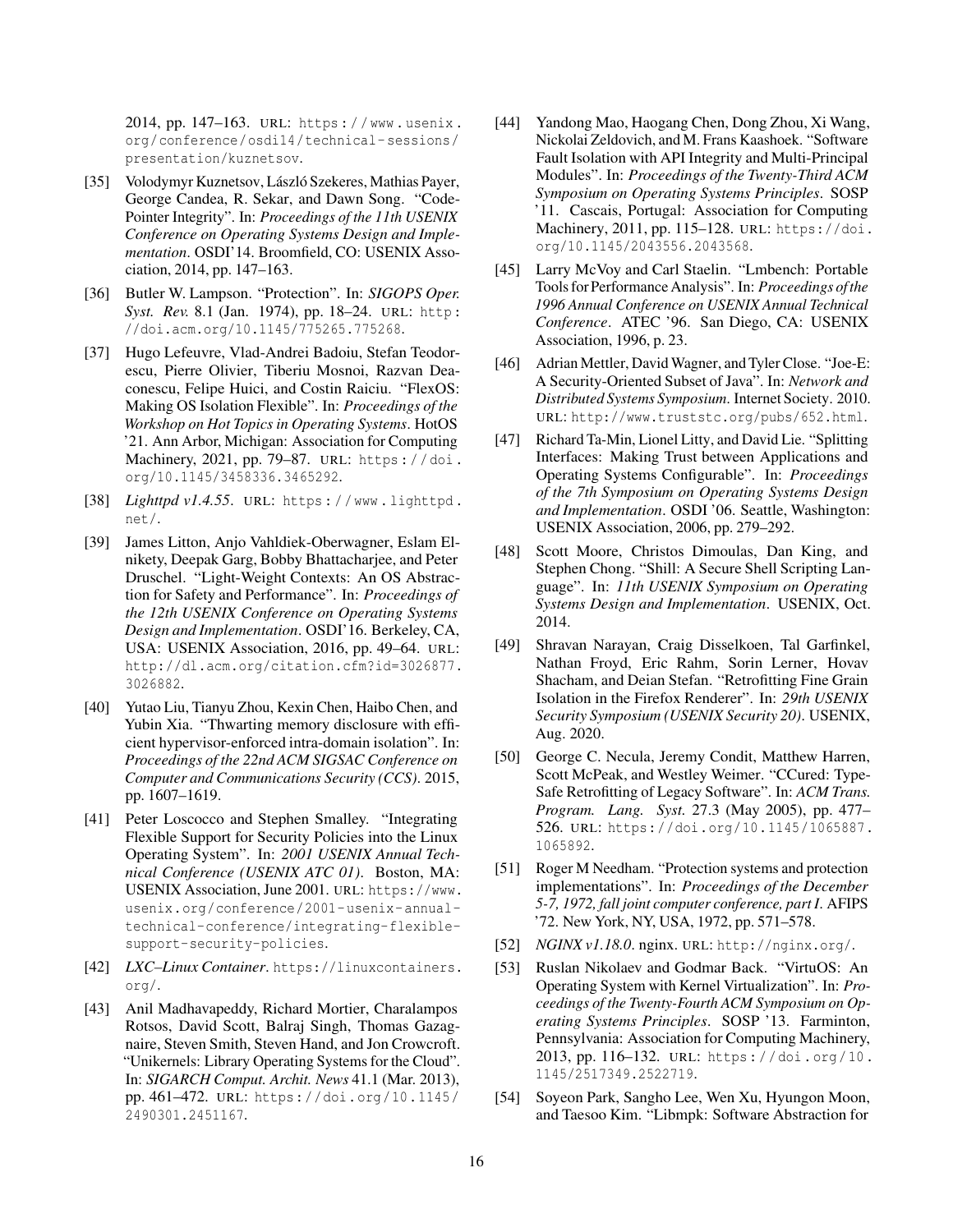2014, pp. 147–163. URL: https://www.usenix.org/conference/osdi14/technical-sessions/presentation/kuznetsov.

[35] Volodymyr Kuznetsov, László Szekeres, Mathias Payer, George Candea, R. Sekar, and Dawn Song. "Code-Pointer Integrity". In: *Proceedings of the 11th USENIX Conference on Operating Systems Design and Implementation*. OSDI'14. Broomfield, CO: USENIX Association, 2014, pp. 147–163.

[36] Butler W. Lampson. "Protection". In: *SIGOPS Oper. Syst. Rev.* 8.1 (Jan. 1974), pp. 18–24. URL: http://doi.acm.org/10.1145/775265.775268.

[37] Hugo Lefeuvre, Vlad-Andrei Badoiu, Stefan Teodorescu, Pierre Olivier, Tiberiu Mosnoi, Razvan Deaconescu, Felipe Huici, and Costin Raiciu. "FlexOS: Making OS Isolation Flexible". In: *Proceedings of the Workshop on Hot Topics in Operating Systems*. HotOS '21. Ann Arbor, Michigan: Association for Computing Machinery, 2021, pp. 79–87. URL: https://doi.org/10.1145/3458336.3465292.

[38] *Lighttpd v1.4.55*. URL: https://www.lighttpd.net/.

[39] James Litton, Anjo Vahldiek-Oberwagner, Eslam Elnikety, Deepak Garg, Bobby Bhattacharjee, and Peter Druschel. "Light-Weight Contexts: An OS Abstraction for Safety and Performance". In: *Proceedings of the 12th USENIX Conference on Operating Systems Design and Implementation*. OSDI'16. Berkeley, CA, USA: USENIX Association, 2016, pp. 49–64. URL: http://dl.acm.org/citation.cfm?id=3026877.3026882.

[40] Yutao Liu, Tianyu Zhou, Kexin Chen, Haibo Chen, and Yubin Xia. "Thwarting memory disclosure with efficient hypervisor-enforced intra-domain isolation". In: *Proceedings of the 22nd ACM SIGSAC Conference on Computer and Communications Security (CCS)*. 2015, pp. 1607–1619.

[41] Peter Loscocco and Stephen Smalley. "Integrating Flexible Support for Security Policies into the Linux Operating System". In: *2001 USENIX Annual Technical Conference (USENIX ATC 01)*. Boston, MA: USENIX Association, June 2001. URL: https://www.usenix.org/conference/2001-usenix-annual-technical-conference/integrating-flexible-support-security-policies.

[42] *LXC–Linux Container*. https://linuxcontainers.org/.

[43] Anil Madhavapeddy, Richard Mortier, Charalampos Rotsos, David Scott, Balraj Singh, Thomas Gazagnaire, Steven Smith, Steven Hand, and Jon Crowcroft. "Unikernels: Library Operating Systems for the Cloud". In: *SIGARCH Comput. Archit. News* 41.1 (Mar. 2013), pp. 461–472. URL: https://doi.org/10.1145/2490301.2451167.

[44] Yandong Mao, Haogang Chen, Dong Zhou, Xi Wang, Nickolai Zeldovich, and M. Frans Kaashoek. "Software Fault Isolation with API Integrity and Multi-Principal Modules". In: *Proceedings of the Twenty-Third ACM Symposium on Operating Systems Principles*. SOSP '11. Cascais, Portugal: Association for Computing Machinery, 2011, pp. 115–128. URL: https://doi.org/10.1145/2043556.2043568.

[45] Larry McVoy and Carl Staelin. "Lmbench: Portable Tools for Performance Analysis". In: *Proceedings of the 1996 Annual Conference on USENIX Annual Technical Conference*. ATEC '96. San Diego, CA: USENIX Association, 1996, p. 23.

[46] Adrian Mettler, David Wagner, and Tyler Close. "Joe-E: A Security-Oriented Subset of Java". In: *Network and Distributed Systems Symposium*. Internet Society. 2010. URL: http://www.truststc.org/pubs/652.html.

[47] Richard Ta-Min, Lionel Litty, and David Lie. "Splitting Interfaces: Making Trust between Applications and Operating Systems Configurable". In: *Proceedings of the 7th Symposium on Operating Systems Design and Implementation*. OSDI '06. Seattle, Washington: USENIX Association, 2006, pp. 279–292.

[48] Scott Moore, Christos Dimoulas, Dan King, and Stephen Chong. "Shill: A Secure Shell Scripting Language". In: *11th USENIX Symposium on Operating Systems Design and Implementation*. USENIX, Oct. 2014.

[49] Shravan Narayan, Craig Disselkoen, Tal Garfinkel, Nathan Froyd, Eric Rahm, Sorin Lerner, Hovav Shacham, and Deian Stefan. "Retrofitting Fine Grain Isolation in the Firefox Renderer". In: *29th USENIX Security Symposium (USENIX Security 20)*. USENIX, Aug. 2020.

[50] George C. Necula, Jeremy Condit, Matthew Harren, Scott McPeak, and Westley Weimer. "CCured: Type-Safe Retrofitting of Legacy Software". In: *ACM Trans. Program. Lang. Syst.* 27.3 (May 2005), pp. 477–526. URL: https://doi.org/10.1145/1065887.1065892.

[51] Roger M Needham. "Protection systems and protection implementations". In: *Proceedings of the December 5-7, 1972, fall joint computer conference, part I*. AFIPS '72. New York, NY, USA, 1972, pp. 571–578.

[52] *NGINX v1.18.0*. nginx. URL: http://nginx.org/.

[53] Ruslan Nikolaev and Godmar Back. "VirtuOS: An Operating System with Kernel Virtualization". In: *Proceedings of the Twenty-Fourth ACM Symposium on Operating Systems Principles*. SOSP '13. Farminton, Pennsylvania: Association for Computing Machinery, 2013, pp. 116–132. URL: https://doi.org/10.1145/2517349.2522719.

[54] Soyeon Park, Sangho Lee, Wen Xu, Hyungon Moon, and Taesoo Kim. "Libmpk: Software Abstraction for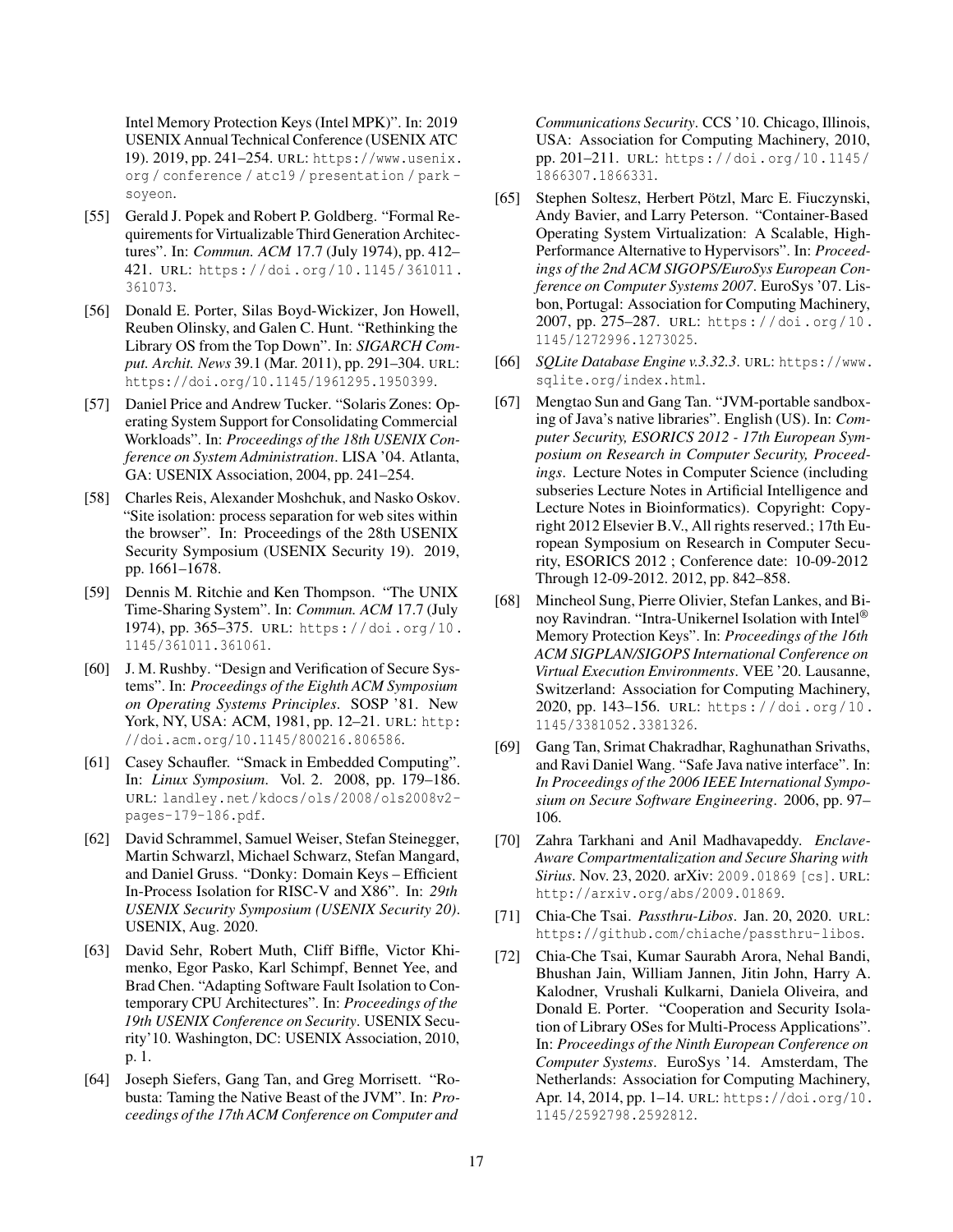Intel Memory Protection Keys (Intel MPK)". In: 2019 USENIX Annual Technical Conference (USENIX ATC 19). 2019, pp. 241–254. URL: https://www.usenix.org/conference/atc19/presentation/park-soyeon.

[55] Gerald J. Popek and Robert P. Goldberg. "Formal Requirements for Virtualizable Third Generation Architectures". In: *Commun. ACM* 17.7 (July 1974), pp. 412–421. URL: https://doi.org/10.1145/361011.361073.

[56] Donald E. Porter, Silas Boyd-Wickizer, Jon Howell, Reuben Olinsky, and Galen C. Hunt. "Rethinking the Library OS from the Top Down". In: *SIGARCH Comput. Archit. News* 39.1 (Mar. 2011), pp. 291–304. URL: https://doi.org/10.1145/1961295.1950399.

[57] Daniel Price and Andrew Tucker. "Solaris Zones: Operating System Support for Consolidating Commercial Workloads". In: *Proceedings of the 18th USENIX Conference on System Administration*. LISA '04. Atlanta, GA: USENIX Association, 2004, pp. 241–254.

[58] Charles Reis, Alexander Moshchuk, and Nasko Oskov. "Site isolation: process separation for web sites within the browser". In: Proceedings of the 28th USENIX Security Symposium (USENIX Security 19). 2019, pp. 1661–1678.

[59] Dennis M. Ritchie and Ken Thompson. "The UNIX Time-Sharing System". In: *Commun. ACM* 17.7 (July 1974), pp. 365–375. URL: https://doi.org/10.1145/361011.361061.

[60] J. M. Rushby. "Design and Verification of Secure Systems". In: *Proceedings of the Eighth ACM Symposium on Operating Systems Principles*. SOSP '81. New York, NY, USA: ACM, 1981, pp. 12–21. URL: http://doi.acm.org/10.1145/800216.806586.

[61] Casey Schaufler. "Smack in Embedded Computing". In: *Linux Symposium*. Vol. 2. 2008, pp. 179–186. URL: landley.net/kdocs/ols/2008/ols2008v2-pages-179-186.pdf.

[62] David Schrammel, Samuel Weiser, Stefan Steinegger, Martin Schwarzl, Michael Schwarz, Stefan Mangard, and Daniel Gruss. "Donky: Domain Keys – Efficient In-Process Isolation for RISC-V and X86". In: *29th USENIX Security Symposium (USENIX Security 20)*. USENIX, Aug. 2020.

[63] David Sehr, Robert Muth, Cliff Biffle, Victor Khimenko, Egor Pasko, Karl Schimpf, Bennet Yee, and Brad Chen. "Adapting Software Fault Isolation to Contemporary CPU Architectures". In: *Proceedings of the 19th USENIX Conference on Security*. USENIX Security'10. Washington, DC: USENIX Association, 2010, p. 1.

[64] Joseph Siefers, Gang Tan, and Greg Morrisett. "Robusta: Taming the Native Beast of the JVM". In: *Proceedings of the 17th ACM Conference on Computer and Communications Security*. CCS '10. Chicago, Illinois, USA: Association for Computing Machinery, 2010, pp. 201–211. URL: https://doi.org/10.1145/1866307.1866331.

[65] Stephen Soltesz, Herbert Pötzl, Marc E. Fiuczynski, Andy Bavier, and Larry Peterson. "Container-Based Operating System Virtualization: A Scalable, High-Performance Alternative to Hypervisors". In: *Proceedings of the 2nd ACM SIGOPS/EuroSys European Conference on Computer Systems 2007*. EuroSys '07. Lisbon, Portugal: Association for Computing Machinery, 2007, pp. 275–287. URL: https://doi.org/10.1145/1272996.1273025.

[66] *SQLite Database Engine v.3.32.3*. URL: https://www.sqlite.org/index.html.

[67] Mengtao Sun and Gang Tan. "JVM-portable sandboxing of Java's native libraries". English (US). In: *Computer Security, ESORICS 2012 - 17th European Symposium on Research in Computer Security, Proceedings*. Lecture Notes in Computer Science (including subseries Lecture Notes in Artificial Intelligence and Lecture Notes in Bioinformatics). Copyright: Copyright 2012 Elsevier B.V., All rights reserved.; 17th European Symposium on Research in Computer Security, ESORICS 2012 ; Conference date: 10-09-2012 Through 12-09-2012. 2012, pp. 842–858.

[68] Mincheol Sung, Pierre Olivier, Stefan Lankes, and Binoy Ravindran. "Intra-Unikernel Isolation with Intel® Memory Protection Keys". In: *Proceedings of the 16th ACM SIGPLAN/SIGOPS International Conference on Virtual Execution Environments*. VEE '20. Lausanne, Switzerland: Association for Computing Machinery, 2020, pp. 143–156. URL: https://doi.org/10.1145/3381052.3381326.

[69] Gang Tan, Srimat Chakradhar, Raghunathan Srivaths, and Ravi Daniel Wang. "Safe Java native interface". In: *In Proceedings of the 2006 IEEE International Symposium on Secure Software Engineering*. 2006, pp. 97–106.

[70] Zahra Tarkhani and Anil Madhavapeddy. *Enclave-Aware Compartmentalization and Secure Sharing with Sirius*. Nov. 23, 2020. arXiv: 2009.01869 [cs]. URL: http://arxiv.org/abs/2009.01869.

[71] Chia-Che Tsai. *Passthru-Libos*. Jan. 20, 2020. URL: https://github.com/chiache/passthru-libos.

[72] Chia-Che Tsai, Kumar Saurabh Arora, Nehal Bandi, Bhushan Jain, William Jannen, Jitin John, Harry A. Kalodner, Vrushali Kulkarni, Daniela Oliveira, and Donald E. Porter. "Cooperation and Security Isolation of Library OSes for Multi-Process Applications". In: *Proceedings of the Ninth European Conference on Computer Systems*. EuroSys '14. Amsterdam, The Netherlands: Association for Computing Machinery, Apr. 14, 2014, pp. 1–14. URL: https://doi.org/10.1145/2592798.2592812.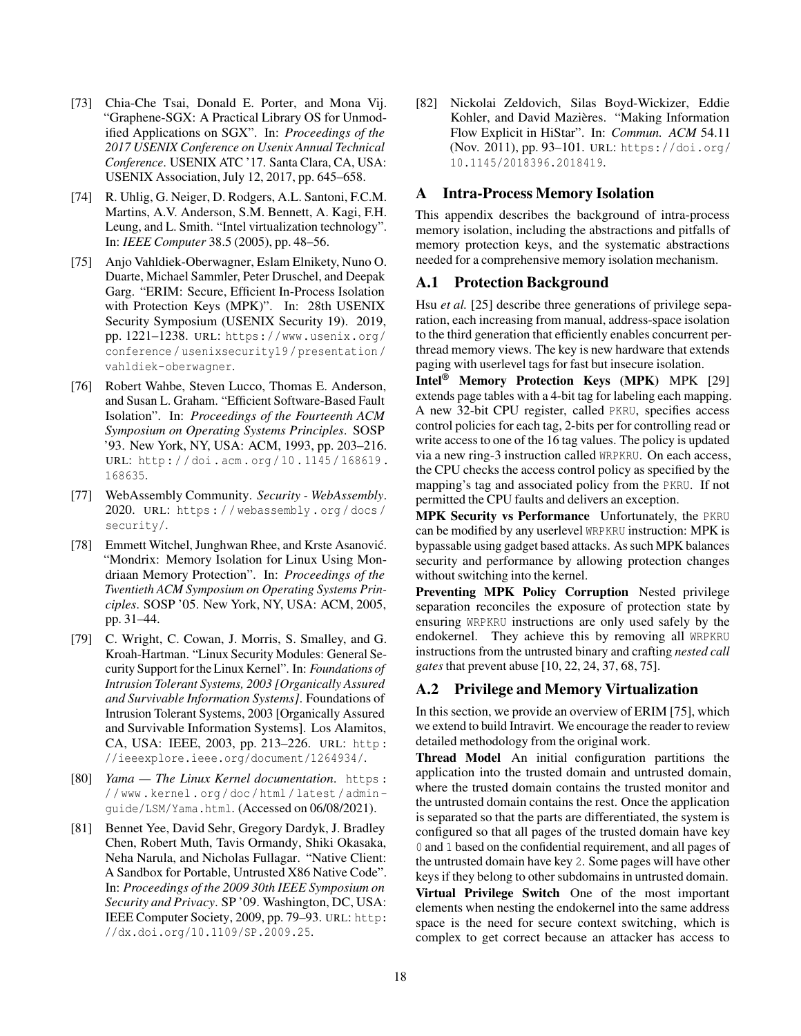[73] Chia-Che Tsai, Donald E. Porter, and Mona Vij. "Graphene-SGX: A Practical Library OS for Unmodified Applications on SGX". In: *Proceedings of the 2017 USENIX Conference on Usenix Annual Technical Conference*. USENIX ATC '17. Santa Clara, CA, USA: USENIX Association, July 12, 2017, pp. 645–658.

[74] R. Uhlig, G. Neiger, D. Rodgers, A.L. Santoni, F.C.M. Martins, A.V. Anderson, S.M. Bennett, A. Kagi, F.H. Leung, and L. Smith. "Intel virtualization technology". In: *IEEE Computer* 38.5 (2005), pp. 48–56.

[75] Anjo Vahldiek-Oberwagner, Eslam Elnikety, Nuno O. Duarte, Michael Sammler, Peter Druschel, and Deepak Garg. "ERIM: Secure, Efficient In-Process Isolation with Protection Keys (MPK)". In: 28th USENIX Security Symposium (USENIX Security 19). 2019, pp. 1221–1238. URL: https://www.usenix.org/conference/usenixsecurity19/presentation/vahldiek-oberwagner.

[76] Robert Wahbe, Steven Lucco, Thomas E. Anderson, and Susan L. Graham. "Efficient Software-Based Fault Isolation". In: *Proceedings of the Fourteenth ACM Symposium on Operating Systems Principles*. SOSP '93. New York, NY, USA: ACM, 1993, pp. 203–216. URL: http://doi.acm.org/10.1145/168619.168635.

[77] WebAssembly Community. *Security - WebAssembly*. 2020. URL: https://webassembly.org/docs/security/.

[78] Emmett Witchel, Junghwan Rhee, and Krste Asanović. "Mondrix: Memory Isolation for Linux Using Mondriaan Memory Protection". In: *Proceedings of the Twentieth ACM Symposium on Operating Systems Principles*. SOSP '05. New York, NY, USA: ACM, 2005, pp. 31–44.

[79] C. Wright, C. Cowan, J. Morris, S. Smalley, and G. Kroah-Hartman. "Linux Security Modules: General Security Support for the Linux Kernel". In: *Foundations of Intrusion Tolerant Systems, 2003 [Organically Assured and Survivable Information Systems]*. Foundations of Intrusion Tolerant Systems, 2003 [Organically Assured and Survivable Information Systems]. Los Alamitos, CA, USA: IEEE, 2003, pp. 213–226. URL: http://ieeexplore.ieee.org/document/1264934/.

[80] *Yama — The Linux Kernel documentation*. https://www.kernel.org/doc/html/latest/admin-guide/LSM/Yama.html. (Accessed on 06/08/2021).

[81] Bennet Yee, David Sehr, Gregory Dardyk, J. Bradley Chen, Robert Muth, Tavis Ormandy, Shiki Okasaka, Neha Narula, and Nicholas Fullagar. "Native Client: A Sandbox for Portable, Untrusted X86 Native Code". In: *Proceedings of the 2009 30th IEEE Symposium on Security and Privacy*. SP '09. Washington, DC, USA: IEEE Computer Society, 2009, pp. 79–93. URL: http://dx.doi.org/10.1109/SP.2009.25.

[82] Nickolai Zeldovich, Silas Boyd-Wickizer, Eddie Kohler, and David Mazières. "Making Information Flow Explicit in HiStar". In: *Commun. ACM* 54.11 (Nov. 2011), pp. 93–101. URL: https://doi.org/10.1145/2018396.2018419.

# A Intra-Process Memory Isolation

This appendix describes the background of intra-process memory isolation, including the abstractions and pitfalls of memory protection keys, and the systematic abstractions needed for a comprehensive memory isolation mechanism.

## A.1 Protection Background

Hsu *et al.* [25] describe three generations of privilege separation, each increasing from manual, address-space isolation to the third generation that efficiently enables concurrent per-thread memory views. The key is new hardware that extends paging with userlevel tags for fast but insecure isolation.

**Intel® Memory Protection Keys (MPK)** MPK [29] extends page tables with a 4-bit tag for labeling each mapping. A new 32-bit CPU register, called PKRU, specifies access control policies for each tag, 2-bits per for controlling read or write access to one of the 16 tag values. The policy is updated via a new ring-3 instruction called WRPKRU. On each access, the CPU checks the access control policy as specified by the mapping's tag and associated policy from the PKRU. If not permitted the CPU faults and delivers an exception.

**MPK Security vs Performance** Unfortunately, the PKRU can be modified by any userlevel WRPKRU instruction: MPK is bypassable using gadget based attacks. As such MPK balances security and performance by allowing protection changes without switching into the kernel.

**Preventing MPK Policy Corruption** Nested privilege separation reconciles the exposure of protection state by ensuring WRPKRU instructions are only used safely by the endokernel. They achieve this by removing all WRPKRU instructions from the untrusted binary and crafting *nested call gates* that prevent abuse [10, 22, 24, 37, 68, 75].

## A.2 Privilege and Memory Virtualization

In this section, we provide an overview of ERIM [75], which we extend to build Intravirt. We encourage the reader to review detailed methodology from the original work.

**Thread Model** An initial configuration partitions the application into the trusted domain and untrusted domain, where the trusted domain contains the trusted monitor and the untrusted domain contains the rest. Once the application is separated so that the parts are differentiated, the system is configured so that all pages of the trusted domain have key 0 and 1 based on the confidential requirement, and all pages of the untrusted domain have key 2. Some pages will have other keys if they belong to other subdomains in untrusted domain.

**Virtual Privilege Switch** One of the most important elements when nesting the endokernel into the same address space is the need for secure context switching, which is complex to get correct because an attacker has access to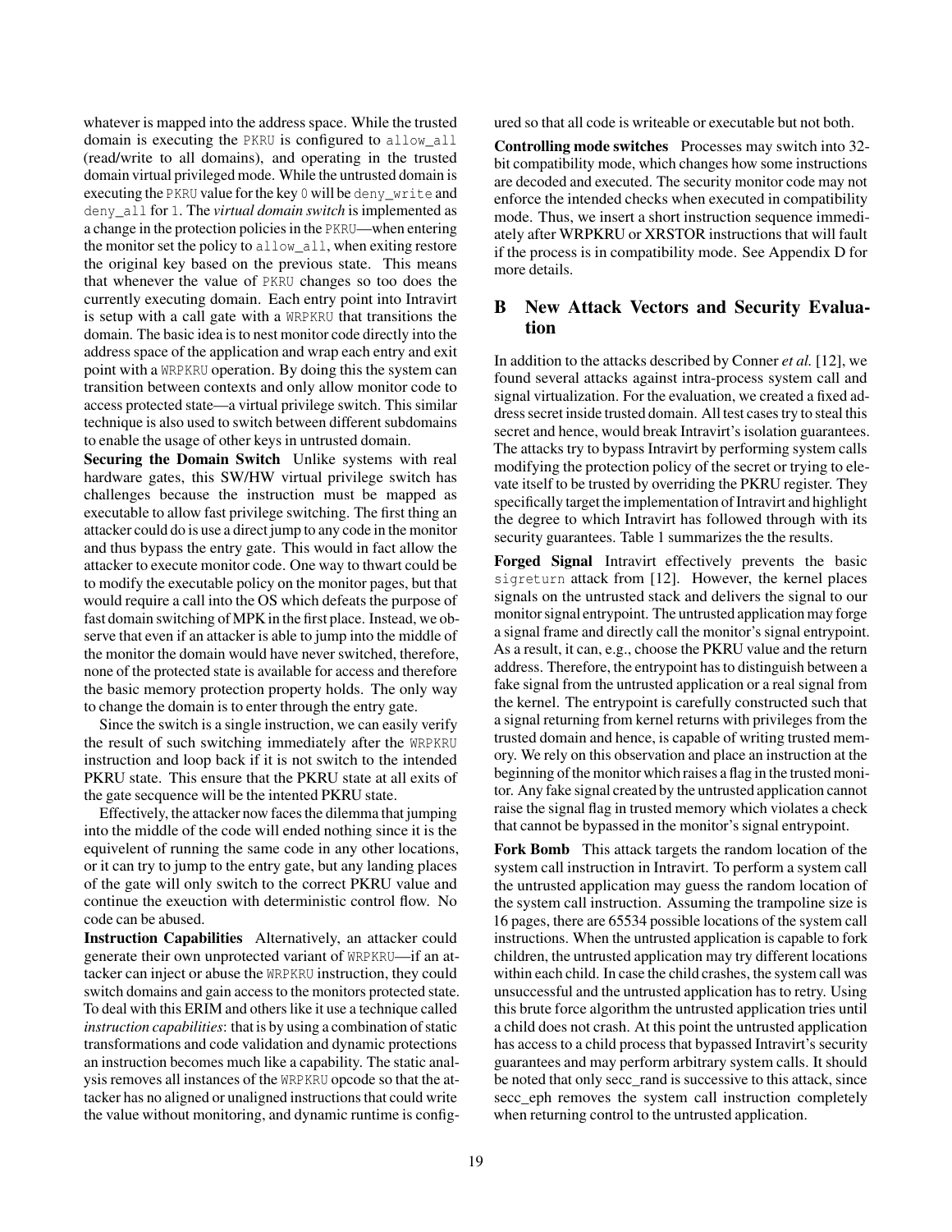whatever is mapped into the address space. While the trusted domain is executing the PKRU is configured to allow_all (read/write to all domains), and operating in the trusted domain virtual privileged mode. While the untrusted domain is executing the PKRU value for the key 0 will be deny_write and deny_all for 1. The *virtual domain switch* is implemented as a change in the protection policies in the PKRU—when entering the monitor set the policy to allow_all, when exiting restore the original key based on the previous state. This means that whenever the value of PKRU changes so too does the currently executing domain. Each entry point into Intravirt is setup with a call gate with a WRPKRU that transitions the domain. The basic idea is to nest monitor code directly into the address space of the application and wrap each entry and exit point with a WRPKRU operation. By doing this the system can transition between contexts and only allow monitor code to access protected state—a virtual privilege switch. This similar technique is also used to switch between different subdomains to enable the usage of other keys in untrusted domain.

**Securing the Domain Switch** Unlike systems with real hardware gates, this SW/HW virtual privilege switch has challenges because the instruction must be mapped as executable to allow fast privilege switching. The first thing an attacker could do is use a direct jump to any code in the monitor and thus bypass the entry gate. This would in fact allow the attacker to execute monitor code. One way to thwart could be to modify the executable policy on the monitor pages, but that would require a call into the OS which defeats the purpose of fast domain switching of MPK in the first place. Instead, we observe that even if an attacker is able to jump into the middle of the monitor the domain would have never switched, therefore, none of the protected state is available for access and therefore the basic memory protection property holds. The only way to change the domain is to enter through the entry gate.

Since the switch is a single instruction, we can easily verify the result of such switching immediately after the WRPKRU instruction and loop back if it is not switch to the intended PKRU state. This ensure that the PKRU state at all exits of the gate secquence will be the intented PKRU state.

Effectively, the attacker now faces the dilemma that jumping into the middle of the code will ended nothing since it is the equivelent of running the same code in any other locations, or it can try to jump to the entry gate, but any landing places of the gate will only switch to the correct PKRU value and continue the exeuction with deterministic control flow. No code can be abused.

**Instruction Capabilities** Alternatively, an attacker could generate their own unprotected variant of WRPKRU—if an attacker can inject or abuse the WRPKRU instruction, they could switch domains and gain access to the monitors protected state. To deal with this ERIM and others like it use a technique called *instruction capabilities*: that is by using a combination of static transformations and code validation and dynamic protections an instruction becomes much like a capability. The static analysis removes all instances of the WRPKRU opcode so that the attacker has no aligned or unaligned instructions that could write the value without monitoring, and dynamic runtime is configured so that all code is writeable or executable but not both.

**Controlling mode switches** Processes may switch into 32-bit compatibility mode, which changes how some instructions are decoded and executed. The security monitor code may not enforce the intended checks when executed in compatibility mode. Thus, we insert a short instruction sequence immediately after WRPKRU or XRSTOR instructions that will fault if the process is in compatibility mode. See Appendix D for more details.

# B New Attack Vectors and Security Evaluation

In addition to the attacks described by Conner *et al.* [12], we found several attacks against intra-process system call and signal virtualization. For the evaluation, we created a fixed address secret inside trusted domain. All test cases try to steal this secret and hence, would break Intravirt's isolation guarantees. The attacks try to bypass Intravirt by performing system calls modifying the protection policy of the secret or trying to elevate itself to be trusted by overriding the PKRU register. They specifically target the implementation of Intravirt and highlight the degree to which Intravirt has followed through with its security guarantees. Table 1 summarizes the the results.

**Forged Signal** Intravirt effectively prevents the basic sigreturn attack from [12]. However, the kernel places signals on the untrusted stack and delivers the signal to our monitor signal entrypoint. The untrusted application may forge a signal frame and directly call the monitor's signal entrypoint. As a result, it can, e.g., choose the PKRU value and the return address. Therefore, the entrypoint has to distinguish between a fake signal from the untrusted application or a real signal from the kernel. The entrypoint is carefully constructed such that a signal returning from kernel returns with privileges from the trusted domain and hence, is capable of writing trusted memory. We rely on this observation and place an instruction at the beginning of the monitor which raises a flag in the trusted monitor. Any fake signal created by the untrusted application cannot raise the signal flag in trusted memory which violates a check that cannot be bypassed in the monitor's signal entrypoint.

**Fork Bomb** This attack targets the random location of the system call instruction in Intravirt. To perform a system call the untrusted application may guess the random location of the system call instruction. Assuming the trampoline size is 16 pages, there are 65534 possible locations of the system call instructions. When the untrusted application is capable to fork children, the untrusted application may try different locations within each child. In case the child crashes, the system call was unsuccessful and the untrusted application has to retry. Using this brute force algorithm the untrusted application tries until a child does not crash. At this point the untrusted application has access to a child process that bypassed Intravirt's security guarantees and may perform arbitrary system calls. It should be noted that only secc_rand is successive to this attack, since secc_eph removes the system call instruction completely when returning control to the untrusted application.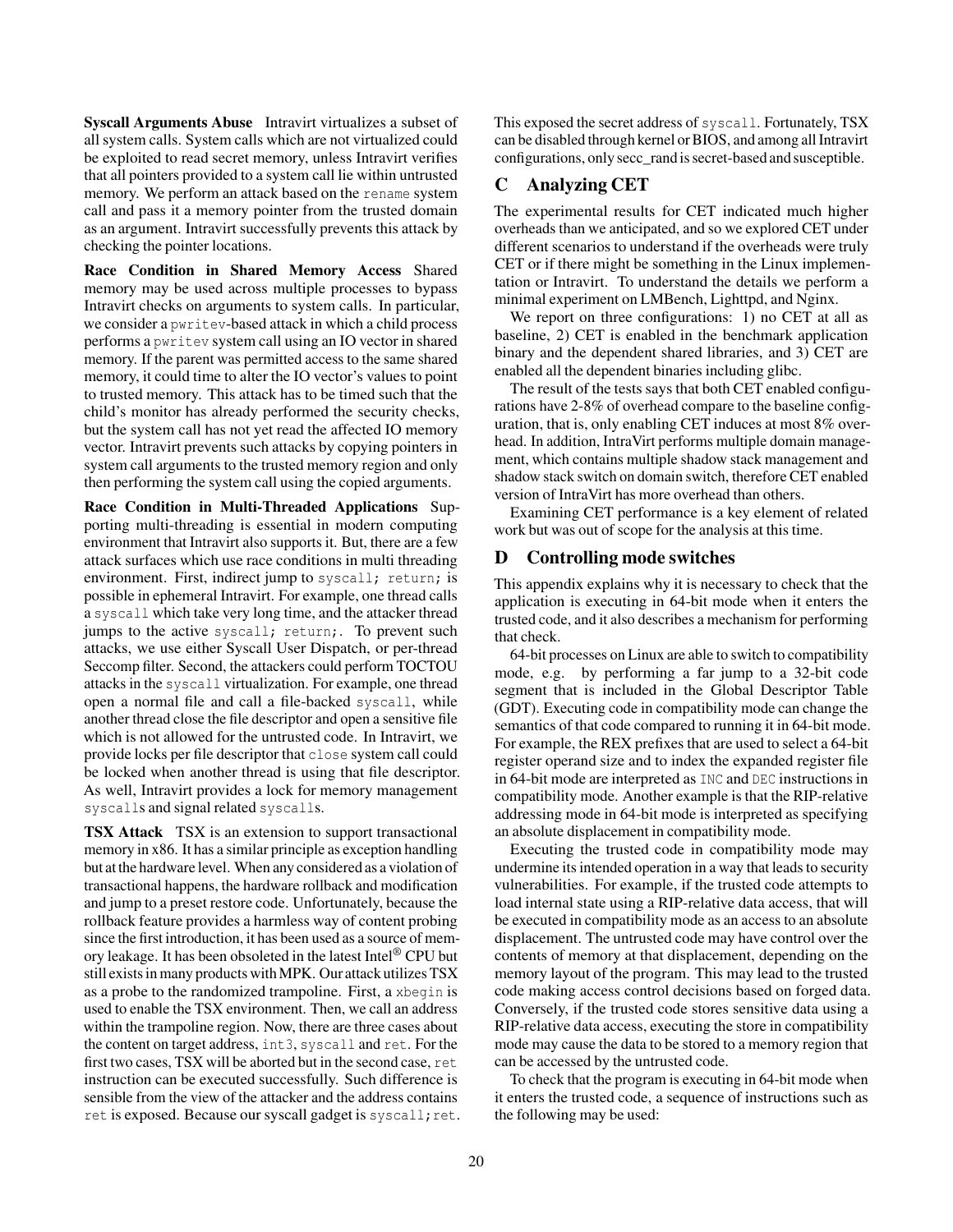**Syscall Arguments Abuse** Intravirt virtualizes a subset of all system calls. System calls which are not virtualized could be exploited to read secret memory, unless Intravirt verifies that all pointers provided to a system call lie within untrusted memory. We perform an attack based on the `rename` system call and pass it a memory pointer from the trusted domain as an argument. Intravirt successfully prevents this attack by checking the pointer locations.

**Race Condition in Shared Memory Access** Shared memory may be used across multiple processes to bypass Intravirt checks on arguments to system calls. In particular, we consider a `pwritev`-based attack in which a child process performs a `pwritev` system call using an IO vector in shared memory. If the parent was permitted access to the same shared memory, it could time to alter the IO vector's values to point to trusted memory. This attack has to be timed such that the child's monitor has already performed the security checks, but the system call has not yet read the affected IO memory vector. Intravirt prevents such attacks by copying pointers in system call arguments to the trusted memory region and only then performing the system call using the copied arguments.

**Race Condition in Multi-Threaded Applications** Supporting multi-threading is essential in modern computing environment that Intravirt also supports it. But, there are a few attack surfaces which use race conditions in multi threading environment. First, indirect jump to `syscall; return;` is possible in ephemeral Intravirt. For example, one thread calls a `syscall` which take very long time, and the attacker thread jumps to the active `syscall; return;`. To prevent such attacks, we use either Syscall User Dispatch, or per-thread Seccomp filter. Second, the attackers could perform TOCTOU attacks in the `syscall` virtualization. For example, one thread open a normal file and call a file-backed `syscall`, while another thread close the file descriptor and open a sensitive file which is not allowed for the untrusted code. In Intravirt, we provide locks per file descriptor that `close` system call could be locked when another thread is using that file descriptor. As well, Intravirt provides a lock for memory management `syscall`s and signal related `syscall`s.

**TSX Attack** TSX is an extension to support transactional memory in x86. It has a similar principle as exception handling but at the hardware level. When any considered as a violation of transactional happens, the hardware rollback and modification and jump to a preset restore code. Unfortunately, because the rollback feature provides a harmless way of content probing since the first introduction, it has been used as a source of memory leakage. It has been obsoleted in the latest Intel® CPU but still exists in many products with MPK. Our attack utilizes TSX as a probe to the randomized trampoline. First, a `xbegin` is used to enable the TSX environment. Then, we call an address within the trampoline region. Now, there are three cases about the content on target address, `int3`, `syscall` and `ret`. For the first two cases, TSX will be aborted but in the second case, `ret` instruction can be executed successfully. Such difference is sensible from the view of the attacker and the address contains `ret` is exposed. Because our syscall gadget is `syscall;ret`. This exposed the secret address of `syscall`. Fortunately, TSX can be disabled through kernel or BIOS, and among all Intravirt configurations, only secc_rand is secret-based and susceptible.

## C Analyzing CET

The experimental results for CET indicated much higher overheads than we anticipated, and so we explored CET under different scenarios to understand if the overheads were truly CET or if there might be something in the Linux implementation or Intravirt. To understand the details we perform a minimal experiment on LMBench, Lighttpd, and Nginx.

We report on three configurations: 1) no CET at all as baseline, 2) CET is enabled in the benchmark application binary and the dependent shared libraries, and 3) CET are enabled all the dependent binaries including glibc.

The result of the tests says that both CET enabled configurations have 2-8% of overhead compare to the baseline configuration, that is, only enabling CET induces at most 8% overhead. In addition, IntraVirt performs multiple domain management, which contains multiple shadow stack management and shadow stack switch on domain switch, therefore CET enabled version of IntraVirt has more overhead than others.

Examining CET performance is a key element of related work but was out of scope for the analysis at this time.

## D Controlling mode switches

This appendix explains why it is necessary to check that the application is executing in 64-bit mode when it enters the trusted code, and it also describes a mechanism for performing that check.

64-bit processes on Linux are able to switch to compatibility mode, e.g. by performing a far jump to a 32-bit code segment that is included in the Global Descriptor Table (GDT). Executing code in compatibility mode can change the semantics of that code compared to running it in 64-bit mode. For example, the REX prefixes that are used to select a 64-bit register operand size and to index the expanded register file in 64-bit mode are interpreted as `INC` and `DEC` instructions in compatibility mode. Another example is that the RIP-relative addressing mode in 64-bit mode is interpreted as specifying an absolute displacement in compatibility mode.

Executing the trusted code in compatibility mode may undermine its intended operation in a way that leads to security vulnerabilities. For example, if the trusted code attempts to load internal state using a RIP-relative data access, that will be executed in compatibility mode as an access to an absolute displacement. The untrusted code may have control over the contents of memory at that displacement, depending on the memory layout of the program. This may lead to the trusted code making access control decisions based on forged data. Conversely, if the trusted code stores sensitive data using a RIP-relative data access, executing the store in compatibility mode may cause the data to be stored to a memory region that can be accessed by the untrusted code.

To check that the program is executing in 64-bit mode when it enters the trusted code, a sequence of instructions such as the following may be used: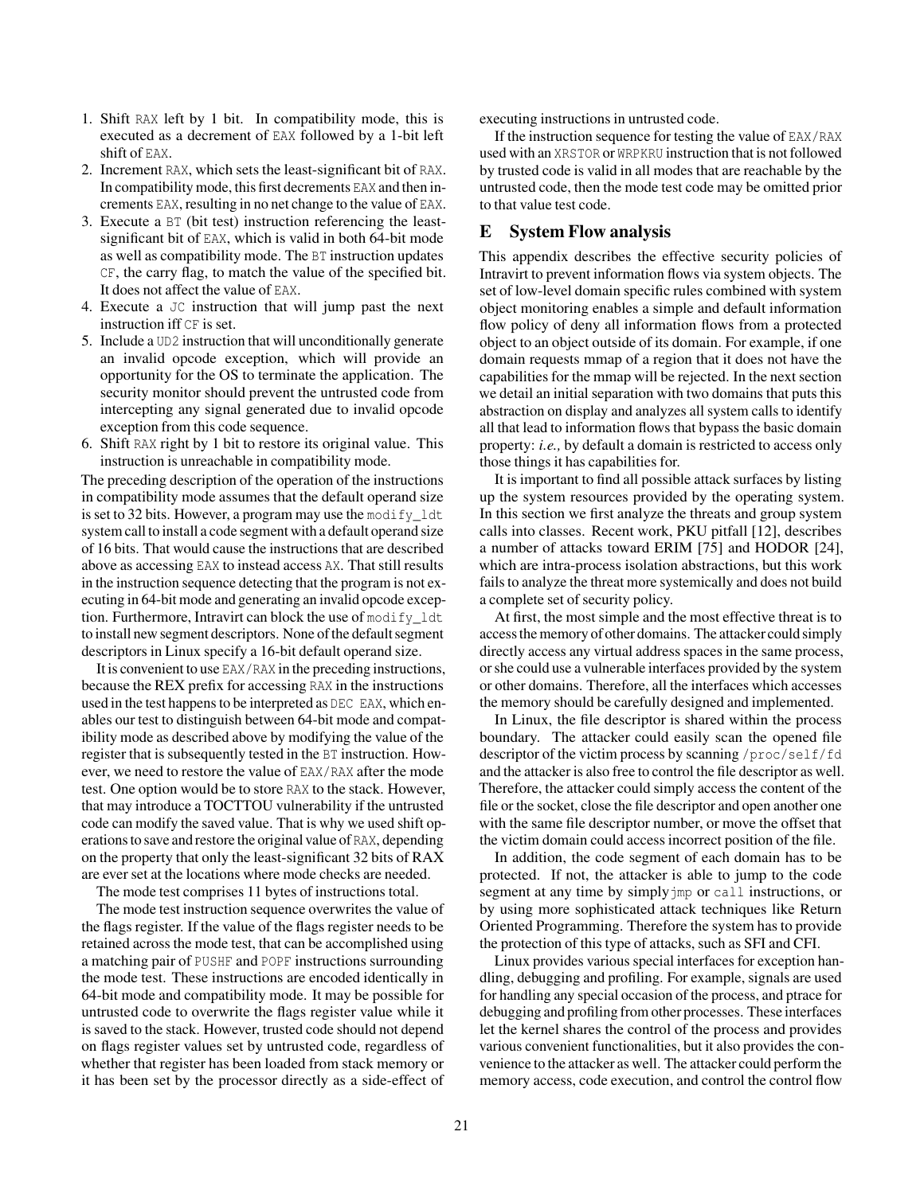1. Shift RAX left by 1 bit. In compatibility mode, this is executed as a decrement of EAX followed by a 1-bit left shift of EAX.
2. Increment RAX, which sets the least-significant bit of RAX. In compatibility mode, this first decrements EAX and then increments EAX, resulting in no net change to the value of EAX.
3. Execute a BT (bit test) instruction referencing the least-significant bit of EAX, which is valid in both 64-bit mode as well as compatibility mode. The BT instruction updates CF, the carry flag, to match the value of the specified bit. It does not affect the value of EAX.
4. Execute a JC instruction that will jump past the next instruction iff CF is set.
5. Include a UD2 instruction that will unconditionally generate an invalid opcode exception, which will provide an opportunity for the OS to terminate the application. The security monitor should prevent the untrusted code from intercepting any signal generated due to invalid opcode exception from this code sequence.
6. Shift RAX right by 1 bit to restore its original value. This instruction is unreachable in compatibility mode.

The preceding description of the operation of the instructions in compatibility mode assumes that the default operand size is set to 32 bits. However, a program may use the modify_ldt system call to install a code segment with a default operand size of 16 bits. That would cause the instructions that are described above as accessing EAX to instead access AX. That still results in the instruction sequence detecting that the program is not executing in 64-bit mode and generating an invalid opcode exception. Furthermore, Intravirt can block the use of modify_ldt to install new segment descriptors. None of the default segment descriptors in Linux specify a 16-bit default operand size.

It is convenient to use EAX/RAX in the preceding instructions, because the REX prefix for accessing RAX in the instructions used in the test happens to be interpreted as DEC EAX, which enables our test to distinguish between 64-bit mode and compatibility mode as described above by modifying the value of the register that is subsequently tested in the BT instruction. However, we need to restore the value of EAX/RAX after the mode test. One option would be to store RAX to the stack. However, that may introduce a TOCTTOU vulnerability if the untrusted code can modify the saved value. That is why we used shift operations to save and restore the original value of RAX, depending on the property that only the least-significant 32 bits of RAX are ever set at the locations where mode checks are needed.

The mode test comprises 11 bytes of instructions total.

The mode test instruction sequence overwrites the value of the flags register. If the value of the flags register needs to be retained across the mode test, that can be accomplished using a matching pair of PUSHF and POPF instructions surrounding the mode test. These instructions are encoded identically in 64-bit mode and compatibility mode. It may be possible for untrusted code to overwrite the flags register value while it is saved to the stack. However, trusted code should not depend on flags register values set by untrusted code, regardless of whether that register has been loaded from stack memory or it has been set by the processor directly as a side-effect of executing instructions in untrusted code.

If the instruction sequence for testing the value of EAX/RAX used with an XRSTOR or WRPKRU instruction that is not followed by trusted code is valid in all modes that are reachable by the untrusted code, then the mode test code may be omitted prior to that value test code.

## E System Flow analysis

This appendix describes the effective security policies of Intravirt to prevent information flows via system objects. The set of low-level domain specific rules combined with system object monitoring enables a simple and default information flow policy of deny all information flows from a protected object to an object outside of its domain. For example, if one domain requests mmap of a region that it does not have the capabilities for the mmap will be rejected. In the next section we detail an initial separation with two domains that puts this abstraction on display and analyzes all system calls to identify all that lead to information flows that bypass the basic domain property: *i.e.,* by default a domain is restricted to access only those things it has capabilities for.

It is important to find all possible attack surfaces by listing up the system resources provided by the operating system. In this section we first analyze the threats and group system calls into classes. Recent work, PKU pitfall [12], describes a number of attacks toward ERIM [75] and HODOR [24], which are intra-process isolation abstractions, but this work fails to analyze the threat more systemically and does not build a complete set of security policy.

At first, the most simple and the most effective threat is to access the memory of other domains. The attacker could simply directly access any virtual address spaces in the same process, or she could use a vulnerable interfaces provided by the system or other domains. Therefore, all the interfaces which accesses the memory should be carefully designed and implemented.

In Linux, the file descriptor is shared within the process boundary. The attacker could easily scan the opened file descriptor of the victim process by scanning /proc/self/fd and the attacker is also free to control the file descriptor as well. Therefore, the attacker could simply access the content of the file or the socket, close the file descriptor and open another one with the same file descriptor number, or move the offset that the victim domain could access incorrect position of the file.

In addition, the code segment of each domain has to be protected. If not, the attacker is able to jump to the code segment at any time by simply jmp or call instructions, or by using more sophisticated attack techniques like Return Oriented Programming. Therefore the system has to provide the protection of this type of attacks, such as SFI and CFI.

Linux provides various special interfaces for exception handling, debugging and profiling. For example, signals are used for handling any special occasion of the process, and ptrace for debugging and profiling from other processes. These interfaces let the kernel shares the control of the process and provides various convenient functionalities, but it also provides the convenience to the attacker as well. The attacker could perform the memory access, code execution, and control the control flow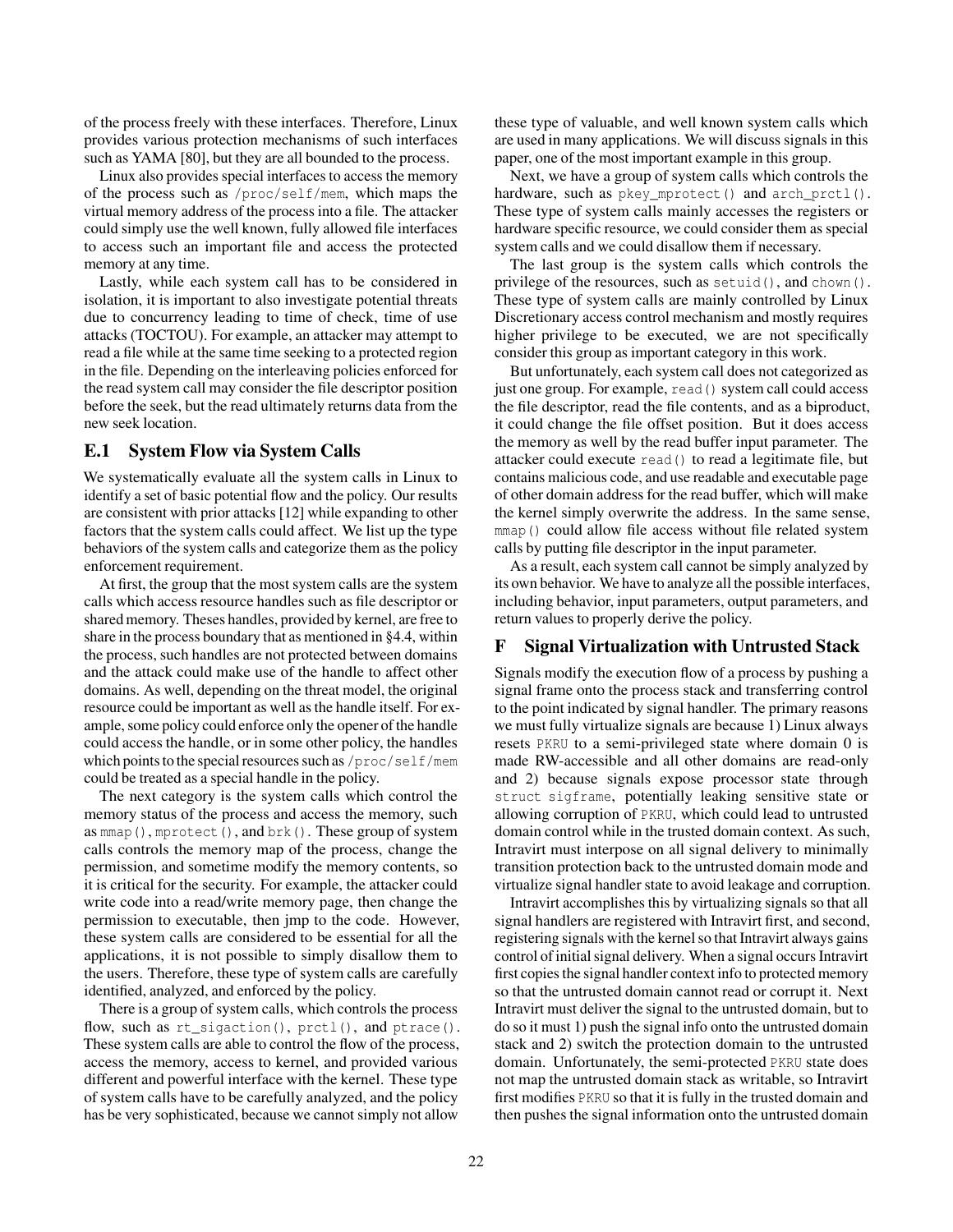of the process freely with these interfaces. Therefore, Linux provides various protection mechanisms of such interfaces such as YAMA [80], but they are all bounded to the process.

Linux also provides special interfaces to access the memory of the process such as `/proc/self/mem`, which maps the virtual memory address of the process into a file. The attacker could simply use the well known, fully allowed file interfaces to access such an important file and access the protected memory at any time.

Lastly, while each system call has to be considered in isolation, it is important to also investigate potential threats due to concurrency leading to time of check, time of use attacks (TOCTOU). For example, an attacker may attempt to read a file while at the same time seeking to a protected region in the file. Depending on the interleaving policies enforced for the read system call may consider the file descriptor position before the seek, but the read ultimately returns data from the new seek location.

## E.1 System Flow via System Calls

We systematically evaluate all the system calls in Linux to identify a set of basic potential flow and the policy. Our results are consistent with prior attacks [12] while expanding to other factors that the system calls could affect. We list up the type behaviors of the system calls and categorize them as the policy enforcement requirement.

At first, the group that the most system calls are the system calls which access resource handles such as file descriptor or shared memory. Theses handles, provided by kernel, are free to share in the process boundary that as mentioned in §4.4, within the process, such handles are not protected between domains and the attack could make use of the handle to affect other domains. As well, depending on the threat model, the original resource could be important as well as the handle itself. For example, some policy could enforce only the opener of the handle could access the handle, or in some other policy, the handles which points to the special resources such as `/proc/self/mem` could be treated as a special handle in the policy.

The next category is the system calls which control the memory status of the process and access the memory, such as `mmap()`, `mprotect()`, and `brk()`. These group of system calls controls the memory map of the process, change the permission, and sometime modify the memory contents, so it is critical for the security. For example, the attacker could write code into a read/write memory page, then change the permission to executable, then jmp to the code. However, these system calls are considered to be essential for all the applications, it is not possible to simply disallow them to the users. Therefore, these type of system calls are carefully identified, analyzed, and enforced by the policy.

There is a group of system calls, which controls the process flow, such as `rt_sigaction()`, `prctl()`, and `ptrace()`. These system calls are able to control the flow of the process, access the memory, access to kernel, and provided various different and powerful interface with the kernel. These type of system calls have to be carefully analyzed, and the policy has be very sophisticated, because we cannot simply not allow these type of valuable, and well known system calls which are used in many applications. We will discuss signals in this paper, one of the most important example in this group.

Next, we have a group of system calls which controls the hardware, such as `pkey_mprotect()` and `arch_prctl()`. These type of system calls mainly accesses the registers or hardware specific resource, we could consider them as special system calls and we could disallow them if necessary.

The last group is the system calls which controls the privilege of the resources, such as `setuid()`, and `chown()`. These type of system calls are mainly controlled by Linux Discretionary access control mechanism and mostly requires higher privilege to be executed, we are not specifically consider this group as important category in this work.

But unfortunately, each system call does not categorized as just one group. For example, `read()` system call could access the file descriptor, read the file contents, and as a biproduct, it could change the file offset position. But it does access the memory as well by the read buffer input parameter. The attacker could execute `read()` to read a legitimate file, but contains malicious code, and use readable and executable page of other domain address for the read buffer, which will make the kernel simply overwrite the address. In the same sense, `mmap()` could allow file access without file related system calls by putting file descriptor in the input parameter.

As a result, each system call cannot be simply analyzed by its own behavior. We have to analyze all the possible interfaces, including behavior, input parameters, output parameters, and return values to properly derive the policy.

# F Signal Virtualization with Untrusted Stack

Signals modify the execution flow of a process by pushing a signal frame onto the process stack and transferring control to the point indicated by signal handler. The primary reasons we must fully virtualize signals are because 1) Linux always resets `PKRU` to a semi-privileged state where domain 0 is made RW-accessible and all other domains are read-only and 2) because signals expose processor state through `struct sigframe`, potentially leaking sensitive state or allowing corruption of `PKRU`, which could lead to untrusted domain control while in the trusted domain context. As such, Intravirt must interpose on all signal delivery to minimally transition protection back to the untrusted domain mode and virtualize signal handler state to avoid leakage and corruption.

Intravirt accomplishes this by virtualizing signals so that all signal handlers are registered with Intravirt first, and second, registering signals with the kernel so that Intravirt always gains control of initial signal delivery. When a signal occurs Intravirt first copies the signal handler context info to protected memory so that the untrusted domain cannot read or corrupt it. Next Intravirt must deliver the signal to the untrusted domain, but to do so it must 1) push the signal info onto the untrusted domain stack and 2) switch the protection domain to the untrusted domain. Unfortunately, the semi-protected `PKRU` state does not map the untrusted domain stack as writable, so Intravirt first modifies `PKRU` so that it is fully in the trusted domain and then pushes the signal information onto the untrusted domain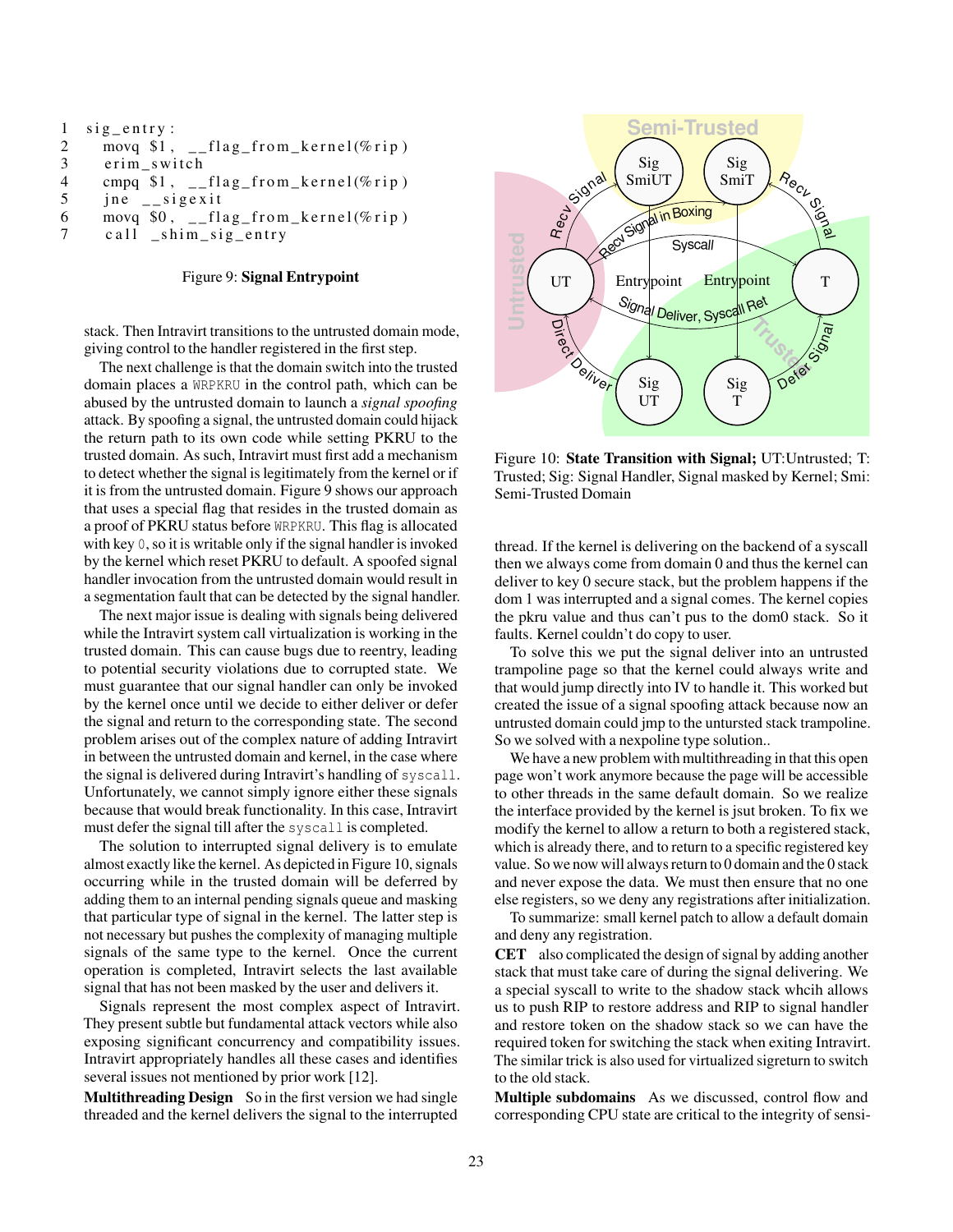```
1  sig_entry:
2    movq $1, __flag_from_kernel(%rip)
3    erim_switch
4    cmpq $1, __flag_from_kernel(%rip)
5    jne __sigexit
6    movq $0, __flag_from_kernel(%rip)
7    call _shim_sig_entry
```

Figure 9: **Signal Entrypoint**

stack. Then Intravirt transitions to the untrusted domain mode, giving control to the handler registered in the first step.

The next challenge is that the domain switch into the trusted domain places a `WRPKRU` in the control path, which can be abused by the untrusted domain to launch a *signal spoofing* attack. By spoofing a signal, the untrusted domain could hijack the return path to its own code while setting PKRU to the trusted domain. As such, Intravirt must first add a mechanism to detect whether the signal is legitimately from the kernel or if it is from the untrusted domain. Figure 9 shows our approach that uses a special flag that resides in the trusted domain as a proof of PKRU status before `WRPKRU`. This flag is allocated with key `0`, so it is writable only if the signal handler is invoked by the kernel which reset PKRU to default. A spoofed signal handler invocation from the untrusted domain would result in a segmentation fault that can be detected by the signal handler.

The next major issue is dealing with signals being delivered while the Intravirt system call virtualization is working in the trusted domain. This can cause bugs due to reentry, leading to potential security violations due to corrupted state. We must guarantee that our signal handler can only be invoked by the kernel once until we decide to either deliver or defer the signal and return to the corresponding state. The second problem arises out of the complex nature of adding Intravirt in between the untrusted domain and kernel, in the case where the signal is delivered during Intravirt's handling of `syscall`. Unfortunately, we cannot simply ignore either these signals because that would break functionality. In this case, Intravirt must defer the signal till after the `syscall` is completed.

The solution to interrupted signal delivery is to emulate almost exactly like the kernel. As depicted in Figure 10, signals occurring while in the trusted domain will be deferred by adding them to an internal pending signals queue and masking that particular type of signal in the kernel. The latter step is not necessary but pushes the complexity of managing multiple signals of the same type to the kernel. Once the current operation is completed, Intravirt selects the last available signal that has not been masked by the user and delivers it.

Signals represent the most complex aspect of Intravirt. They present subtle but fundamental attack vectors while also exposing significant concurrency and compatibility issues. Intravirt appropriately handles all these cases and identifies several issues not mentioned by prior work [12].

**Multithreading Design** So in the first version we had single threaded and the kernel delivers the signal to the interrupted

Semi-Trusted
Untrusted
Trusted
Sig SmiUT
Sig SmiT
UT
T
Sig UT
Sig T
Recv Signal
Recv Signal
Recv Signal in Boxing
Syscall
Entrypoint
Entrypoint
Signal Deliver, Syscall Ret
Direct Deliver
Defer Signal

Figure 10: **State Transition with Signal;** UT:Untrusted; T: Trusted; Sig: Signal Handler, Signal masked by Kernel; Smi: Semi-Trusted Domain

thread. If the kernel is delivering on the backend of a syscall then we always come from domain 0 and thus the kernel can deliver to key 0 secure stack, but the problem happens if the dom 1 was interrupted and a signal comes. The kernel copies the pkru value and thus can't pus to the dom0 stack. So it faults. Kernel couldn't do copy to user.

To solve this we put the signal deliver into an untrusted trampoline page so that the kernel could always write and that would jump directly into IV to handle it. This worked but created the issue of a signal spoofing attack because now an untrusted domain could jmp to the untursted stack trampoline. So we solved with a nexpoline type solution..

We have a new problem with multithreading in that this open page won't work anymore because the page will be accessible to other threads in the same default domain. So we realize the interface provided by the kernel is jsut broken. To fix we modify the kernel to allow a return to both a registered stack, which is already there, and to return to a specific registered key value. So we now will always return to 0 domain and the 0 stack and never expose the data. We must then ensure that no one else registers, so we deny any registrations after initialization.

To summarize: small kernel patch to allow a default domain and deny any registration.

**CET** also complicated the design of signal by adding another stack that must take care of during the signal delivering. We a special syscall to write to the shadow stack whcih allows us to push RIP to restore address and RIP to signal handler and restore token on the shadow stack so we can have the required token for switching the stack when exiting Intravirt. The similar trick is also used for virtualized sigreturn to switch to the old stack.

**Multiple subdomains** As we discussed, control flow and corresponding CPU state are critical to the integrity of sensi-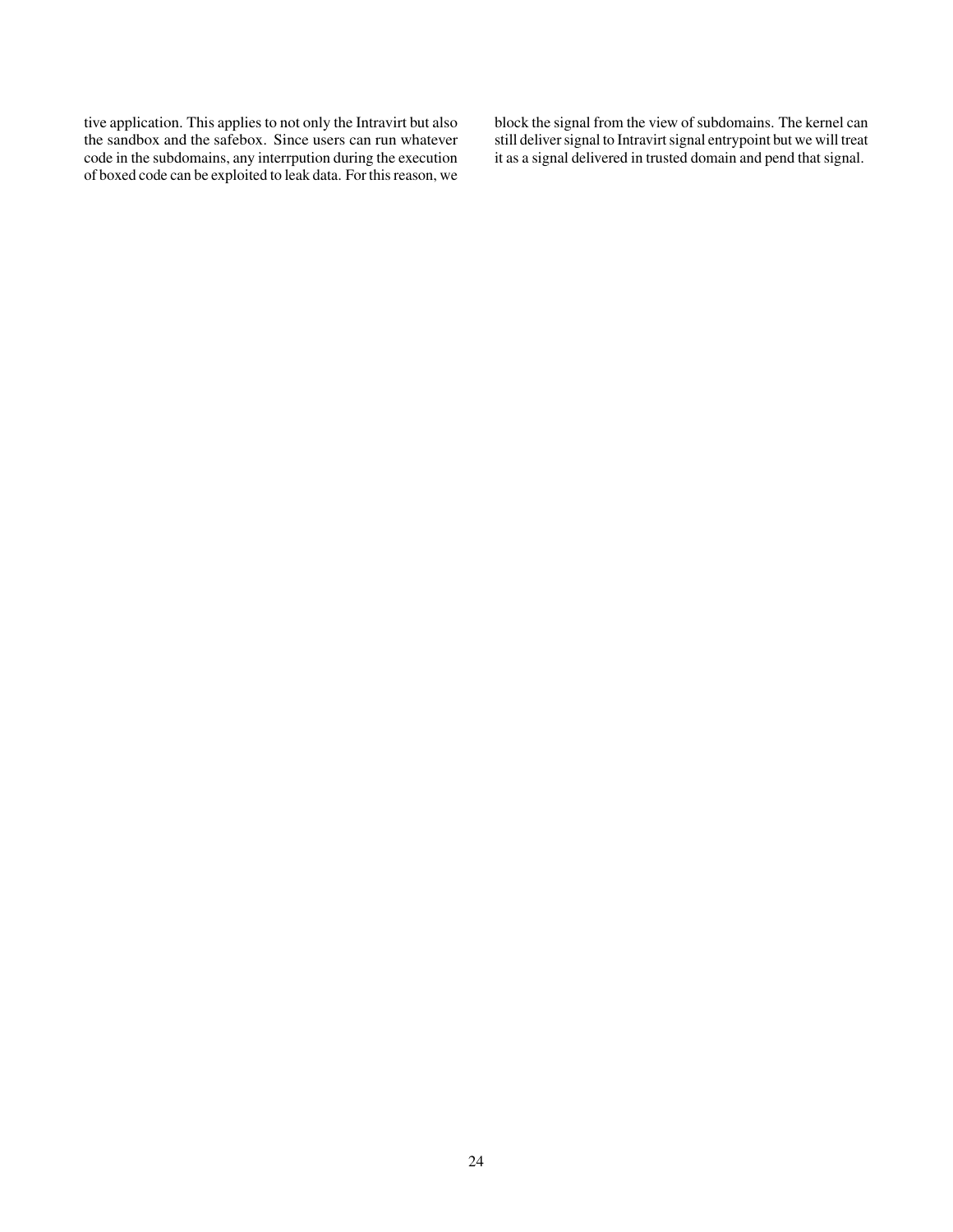tive application. This applies to not only the Intravirt but also the sandbox and the safebox. Since users can run whatever code in the subdomains, any interrpution during the execution of boxed code can be exploited to leak data. For this reason, we block the signal from the view of subdomains. The kernel can still deliver signal to Intravirt signal entrypoint but we will treat it as a signal delivered in trusted domain and pend that signal.